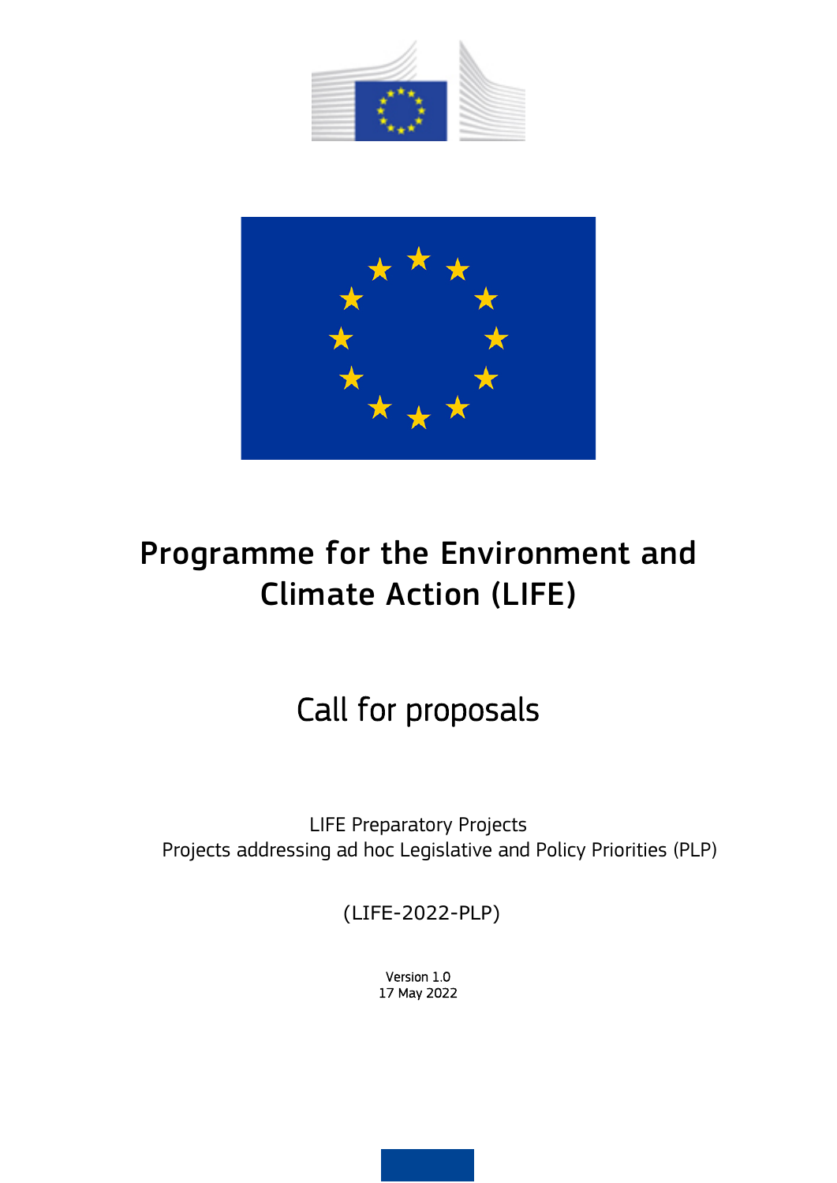# Programme for the Environment and Climate Action (LIFE)

## Call for proposals

LIFE Preparatory Projects
Projects addressing ad hoc Legislative and Policy Priorities (PLP)

(LIFE-2022-PLP)

Version 1.0
17 May 2022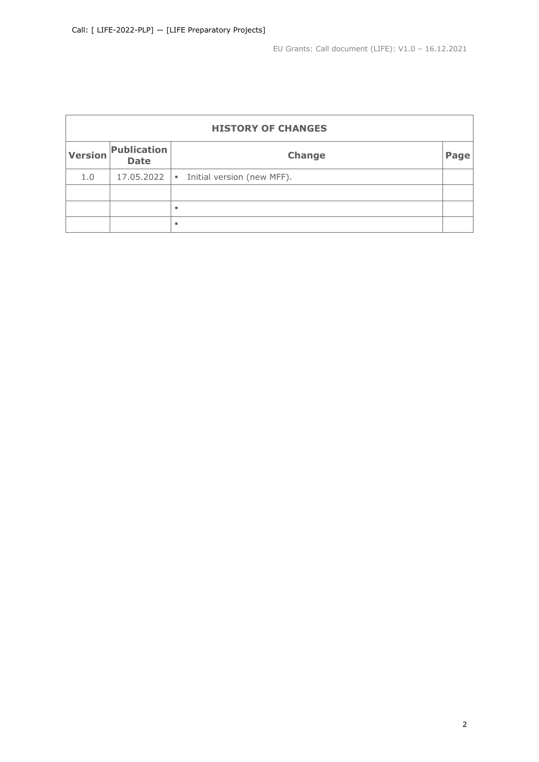| HISTORY OF CHANGES | | | |
|---|---|---|---|
| **Version** | **Publication Date** | **Change** | **Page** |
| 1.0 | 17.05.2022 | ▪ Initial version (new MFF). | |
| | | | |
| | | ▪ | |
| | | ▪ | |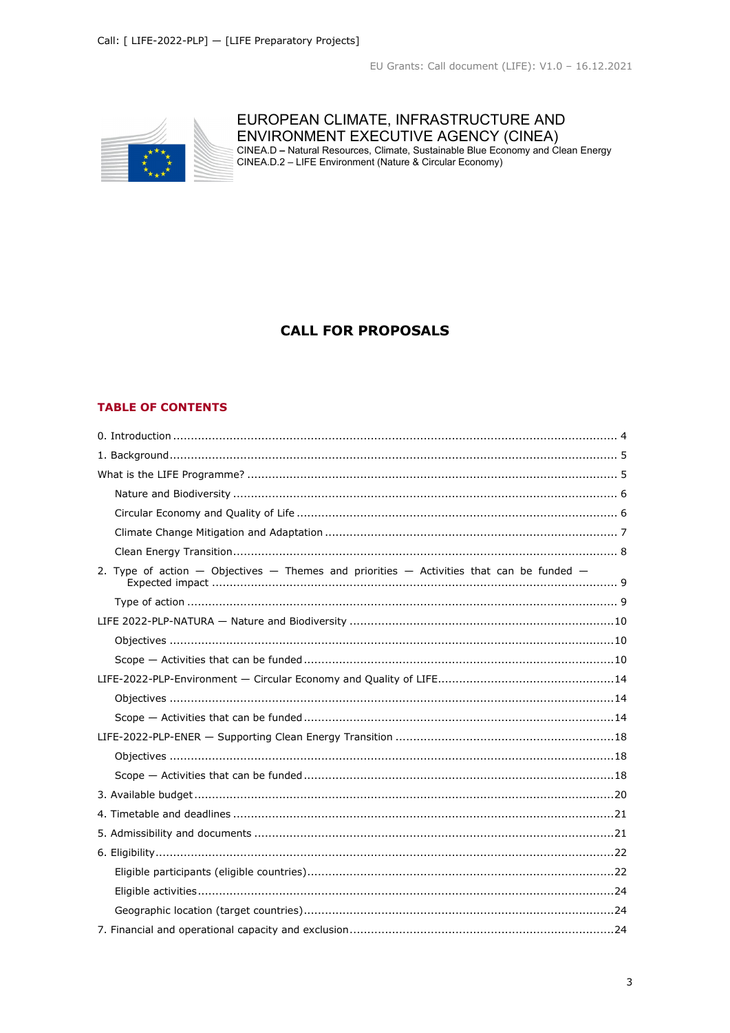EUROPEAN CLIMATE, INFRASTRUCTURE AND ENVIRONMENT EXECUTIVE AGENCY (CINEA)
CINEA.D – Natural Resources, Climate, Sustainable Blue Economy and Clean Energy
CINEA.D.2 – LIFE Environment (Nature & Circular Economy)

# CALL FOR PROPOSALS

## TABLE OF CONTENTS

0. Introduction ... 4
1. Background ... 5
What is the LIFE Programme? ... 5
  - Nature and Biodiversity ... 6
  - Circular Economy and Quality of Life ... 6
  - Climate Change Mitigation and Adaptation ... 7
  - Clean Energy Transition ... 8
2. Type of action — Objectives — Themes and priorities — Activities that can be funded — Expected impact ... 9
  - Type of action ... 9

LIFE 2022-PLP-NATURA — Nature and Biodiversity ... 10
  - Objectives ... 10
  - Scope — Activities that can be funded ... 10

LIFE-2022-PLP-Environment — Circular Economy and Quality of LIFE ... 14
  - Objectives ... 14
  - Scope — Activities that can be funded ... 14

LIFE-2022-PLP-ENER — Supporting Clean Energy Transition ... 18
  - Objectives ... 18
  - Scope — Activities that can be funded ... 18

3. Available budget ... 20
4. Timetable and deadlines ... 21
5. Admissibility and documents ... 21
6. Eligibility ... 22
  - Eligible participants (eligible countries) ... 22
  - Eligible activities ... 24
  - Geographic location (target countries) ... 24
7. Financial and operational capacity and exclusion ... 24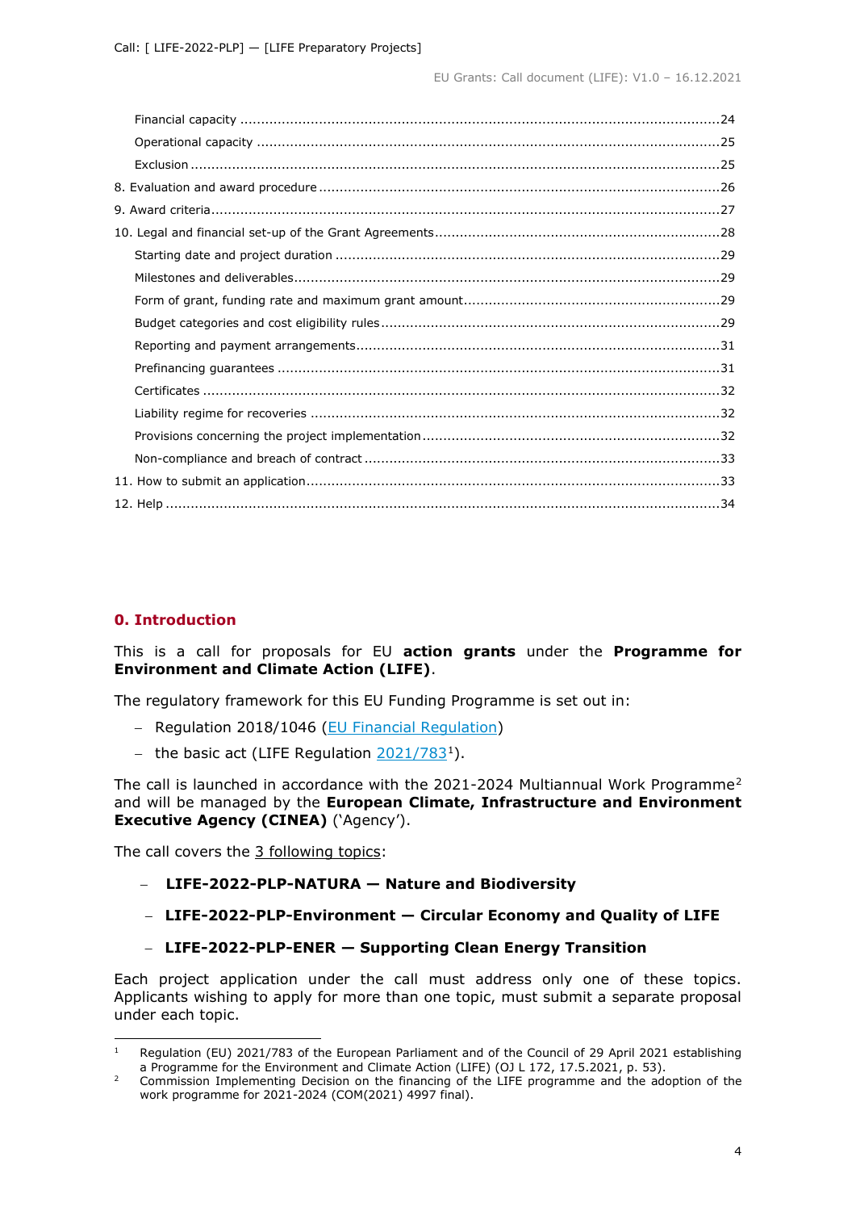Financial capacity .....24
Operational capacity .....25
Exclusion .....25
8. Evaluation and award procedure .....26
9. Award criteria .....27
10. Legal and financial set-up of the Grant Agreements .....28
Starting date and project duration .....29
Milestones and deliverables .....29
Form of grant, funding rate and maximum grant amount .....29
Budget categories and cost eligibility rules .....29
Reporting and payment arrangements .....31
Prefinancing guarantees .....31
Certificates .....32
Liability regime for recoveries .....32
Provisions concerning the project implementation .....32
Non-compliance and breach of contract .....33
11. How to submit an application .....33
12. Help .....34

## 0. Introduction

This is a call for proposals for EU **action grants** under the **Programme for Environment and Climate Action (LIFE)**.

The regulatory framework for this EU Funding Programme is set out in:

- Regulation 2018/1046 (EU Financial Regulation)
- the basic act (LIFE Regulation 2021/783[1]).

The call is launched in accordance with the 2021-2024 Multiannual Work Programme[2] and will be managed by the **European Climate, Infrastructure and Environment Executive Agency (CINEA)** ('Agency').

The call covers the 3 following topics:

- **LIFE-2022-PLP-NATURA — Nature and Biodiversity**
- **LIFE-2022-PLP-Environment — Circular Economy and Quality of LIFE**
- **LIFE-2022-PLP-ENER — Supporting Clean Energy Transition**

Each project application under the call must address only one of these topics. Applicants wishing to apply for more than one topic, must submit a separate proposal under each topic.

---

[1] Regulation (EU) 2021/783 of the European Parliament and of the Council of 29 April 2021 establishing a Programme for the Environment and Climate Action (LIFE) (OJ L 172, 17.5.2021, p. 53).

[2] Commission Implementing Decision on the financing of the LIFE programme and the adoption of the work programme for 2021-2024 (COM(2021) 4997 final).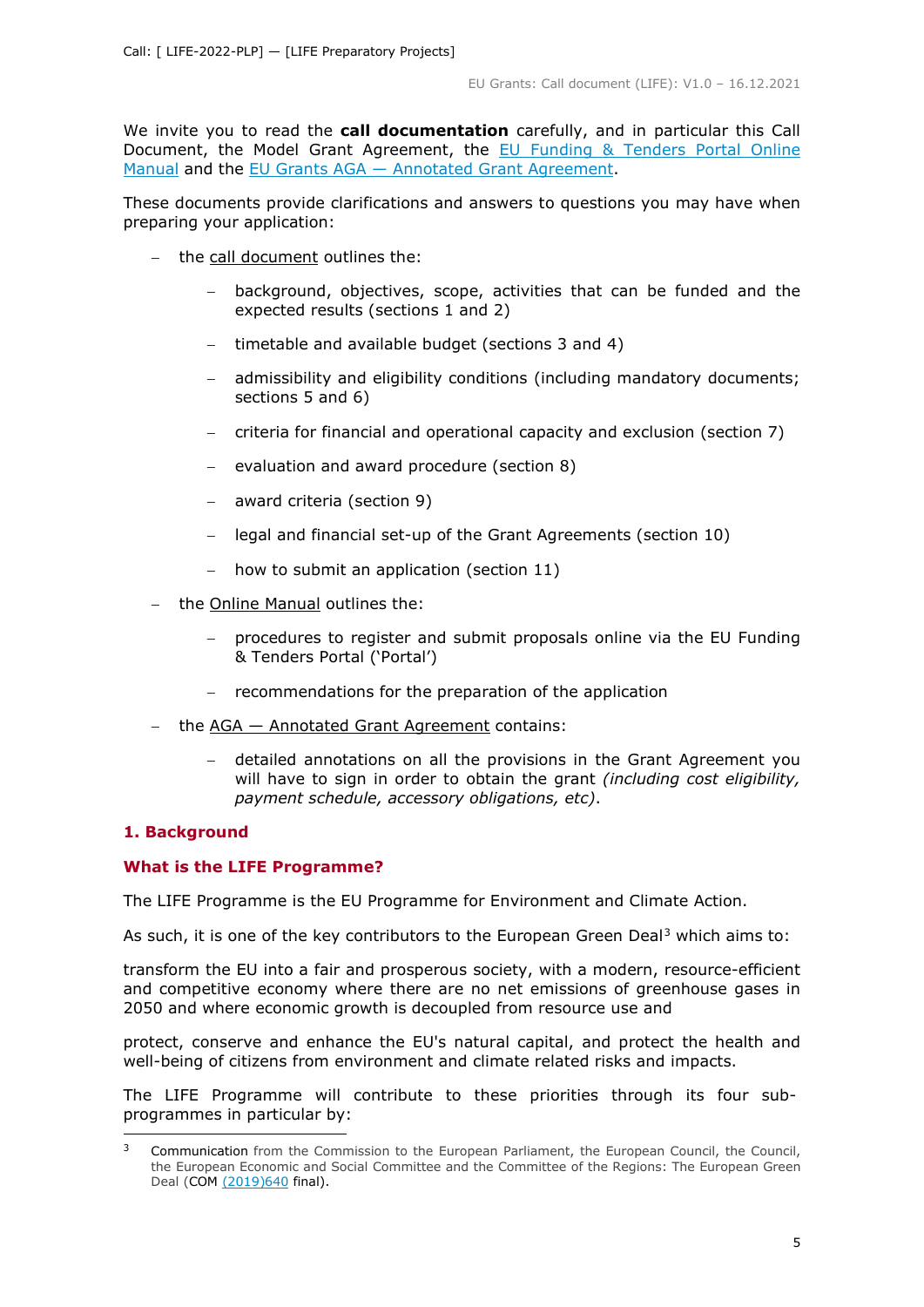We invite you to read the **call documentation** carefully, and in particular this Call Document, the Model Grant Agreement, the EU Funding & Tenders Portal Online Manual and the EU Grants AGA — Annotated Grant Agreement.

These documents provide clarifications and answers to questions you may have when preparing your application:

- the call document outlines the:
  - background, objectives, scope, activities that can be funded and the expected results (sections 1 and 2)
  - timetable and available budget (sections 3 and 4)
  - admissibility and eligibility conditions (including mandatory documents; sections 5 and 6)
  - criteria for financial and operational capacity and exclusion (section 7)
  - evaluation and award procedure (section 8)
  - award criteria (section 9)
  - legal and financial set-up of the Grant Agreements (section 10)
  - how to submit an application (section 11)
- the Online Manual outlines the:
  - procedures to register and submit proposals online via the EU Funding & Tenders Portal ('Portal')
  - recommendations for the preparation of the application
- the AGA — Annotated Grant Agreement contains:
  - detailed annotations on all the provisions in the Grant Agreement you will have to sign in order to obtain the grant *(including cost eligibility, payment schedule, accessory obligations, etc)*.

## 1. Background

### What is the LIFE Programme?

The LIFE Programme is the EU Programme for Environment and Climate Action.

As such, it is one of the key contributors to the European Green Deal[3] which aims to:

transform the EU into a fair and prosperous society, with a modern, resource-efficient and competitive economy where there are no net emissions of greenhouse gases in 2050 and where economic growth is decoupled from resource use and

protect, conserve and enhance the EU's natural capital, and protect the health and well-being of citizens from environment and climate related risks and impacts.

The LIFE Programme will contribute to these priorities through its four sub-programmes in particular by:

---

[3] Communication from the Commission to the European Parliament, the European Council, the Council, the European Economic and Social Committee and the Committee of the Regions: The European Green Deal (COM (2019)640 final).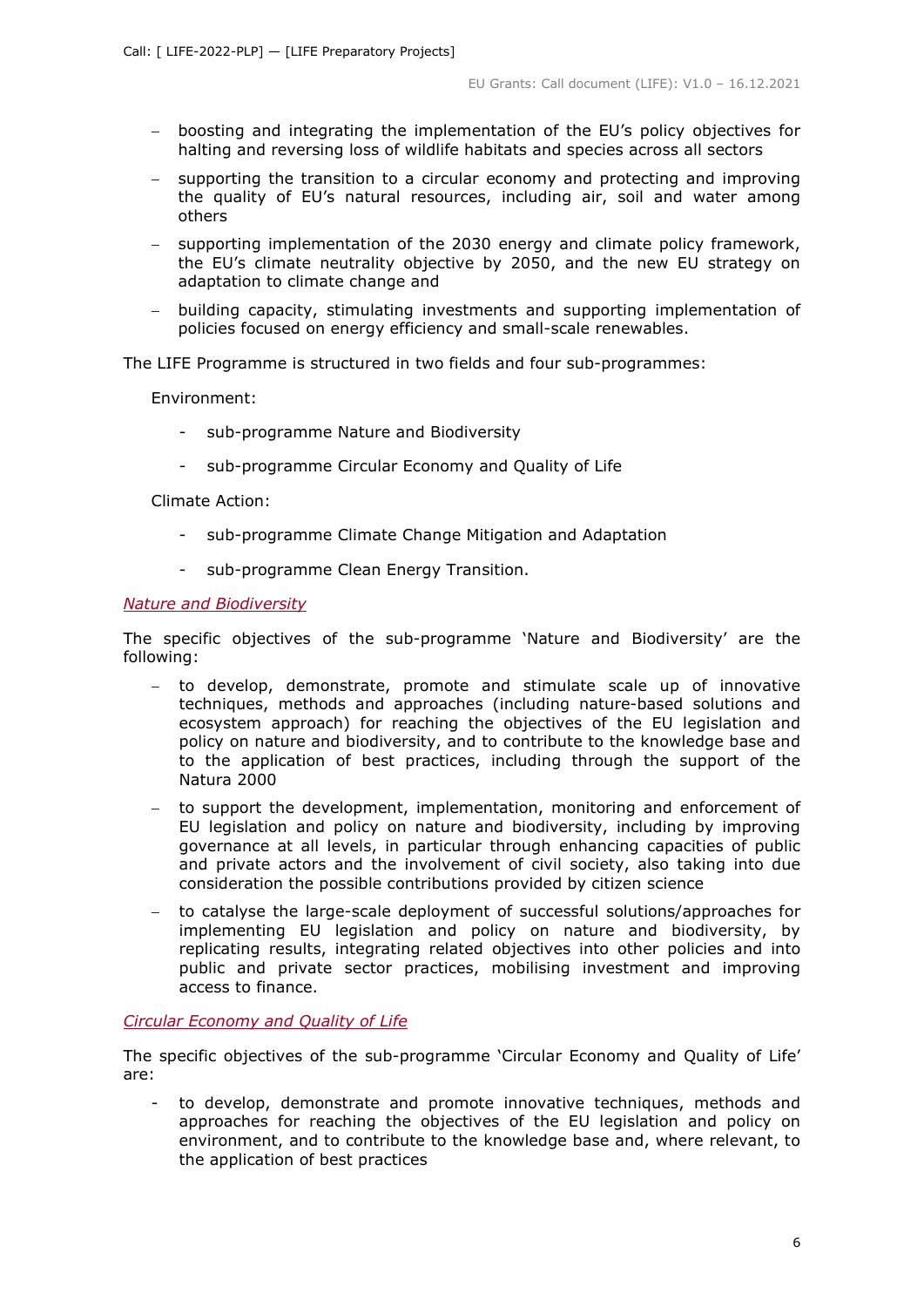- boosting and integrating the implementation of the EU's policy objectives for halting and reversing loss of wildlife habitats and species across all sectors
- supporting the transition to a circular economy and protecting and improving the quality of EU's natural resources, including air, soil and water among others
- supporting implementation of the 2030 energy and climate policy framework, the EU's climate neutrality objective by 2050, and the new EU strategy on adaptation to climate change and
- building capacity, stimulating investments and supporting implementation of policies focused on energy efficiency and small-scale renewables.

The LIFE Programme is structured in two fields and four sub-programmes:

Environment:

- sub-programme Nature and Biodiversity
- sub-programme Circular Economy and Quality of Life

Climate Action:

- sub-programme Climate Change Mitigation and Adaptation
- sub-programme Clean Energy Transition.

*Nature and Biodiversity*

The specific objectives of the sub-programme 'Nature and Biodiversity' are the following:

- to develop, demonstrate, promote and stimulate scale up of innovative techniques, methods and approaches (including nature-based solutions and ecosystem approach) for reaching the objectives of the EU legislation and policy on nature and biodiversity, and to contribute to the knowledge base and to the application of best practices, including through the support of the Natura 2000
- to support the development, implementation, monitoring and enforcement of EU legislation and policy on nature and biodiversity, including by improving governance at all levels, in particular through enhancing capacities of public and private actors and the involvement of civil society, also taking into due consideration the possible contributions provided by citizen science
- to catalyse the large-scale deployment of successful solutions/approaches for implementing EU legislation and policy on nature and biodiversity, by replicating results, integrating related objectives into other policies and into public and private sector practices, mobilising investment and improving access to finance.

*Circular Economy and Quality of Life*

The specific objectives of the sub-programme 'Circular Economy and Quality of Life' are:

- to develop, demonstrate and promote innovative techniques, methods and approaches for reaching the objectives of the EU legislation and policy on environment, and to contribute to the knowledge base and, where relevant, to the application of best practices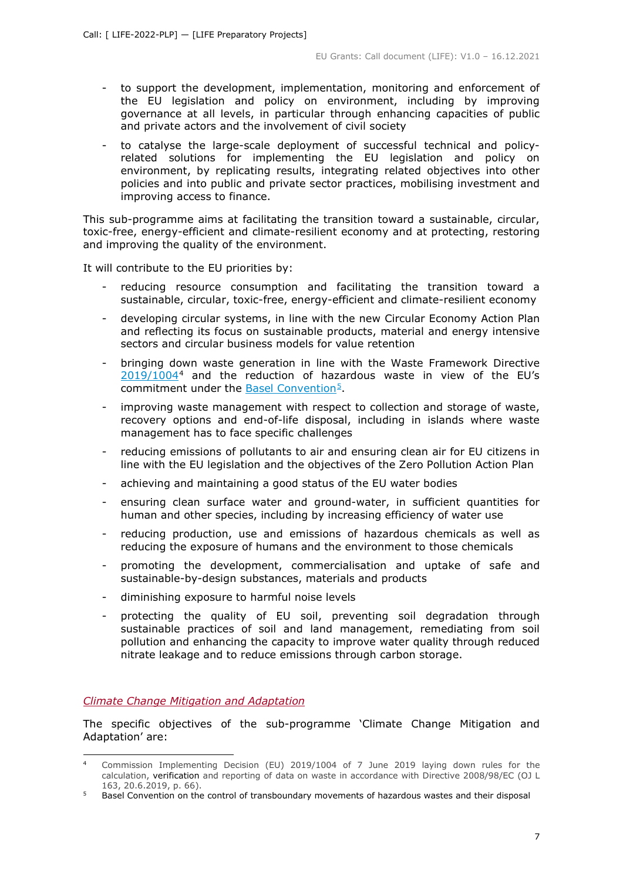- to support the development, implementation, monitoring and enforcement of the EU legislation and policy on environment, including by improving governance at all levels, in particular through enhancing capacities of public and private actors and the involvement of civil society
- to catalyse the large-scale deployment of successful technical and policy-related solutions for implementing the EU legislation and policy on environment, by replicating results, integrating related objectives into other policies and into public and private sector practices, mobilising investment and improving access to finance.

This sub-programme aims at facilitating the transition toward a sustainable, circular, toxic-free, energy-efficient and climate-resilient economy and at protecting, restoring and improving the quality of the environment.

It will contribute to the EU priorities by:

- reducing resource consumption and facilitating the transition toward a sustainable, circular, toxic-free, energy-efficient and climate-resilient economy
- developing circular systems, in line with the new Circular Economy Action Plan and reflecting its focus on sustainable products, material and energy intensive sectors and circular business models for value retention
- bringing down waste generation in line with the Waste Framework Directive [2019/1004](4) and the reduction of hazardous waste in view of the EU's commitment under the [Basel Convention](5).
- improving waste management with respect to collection and storage of waste, recovery options and end-of-life disposal, including in islands where waste management has to face specific challenges
- reducing emissions of pollutants to air and ensuring clean air for EU citizens in line with the EU legislation and the objectives of the Zero Pollution Action Plan
- achieving and maintaining a good status of the EU water bodies
- ensuring clean surface water and ground-water, in sufficient quantities for human and other species, including by increasing efficiency of water use
- reducing production, use and emissions of hazardous chemicals as well as reducing the exposure of humans and the environment to those chemicals
- promoting the development, commercialisation and uptake of safe and sustainable-by-design substances, materials and products
- diminishing exposure to harmful noise levels
- protecting the quality of EU soil, preventing soil degradation through sustainable practices of soil and land management, remediating from soil pollution and enhancing the capacity to improve water quality through reduced nitrate leakage and to reduce emissions through carbon storage.

*Climate Change Mitigation and Adaptation*

The specific objectives of the sub-programme 'Climate Change Mitigation and Adaptation' are:

---

[4] Commission Implementing Decision (EU) 2019/1004 of 7 June 2019 laying down rules for the calculation, verification and reporting of data on waste in accordance with Directive 2008/98/EC (OJ L 163, 20.6.2019, p. 66).

[5] Basel Convention on the control of transboundary movements of hazardous wastes and their disposal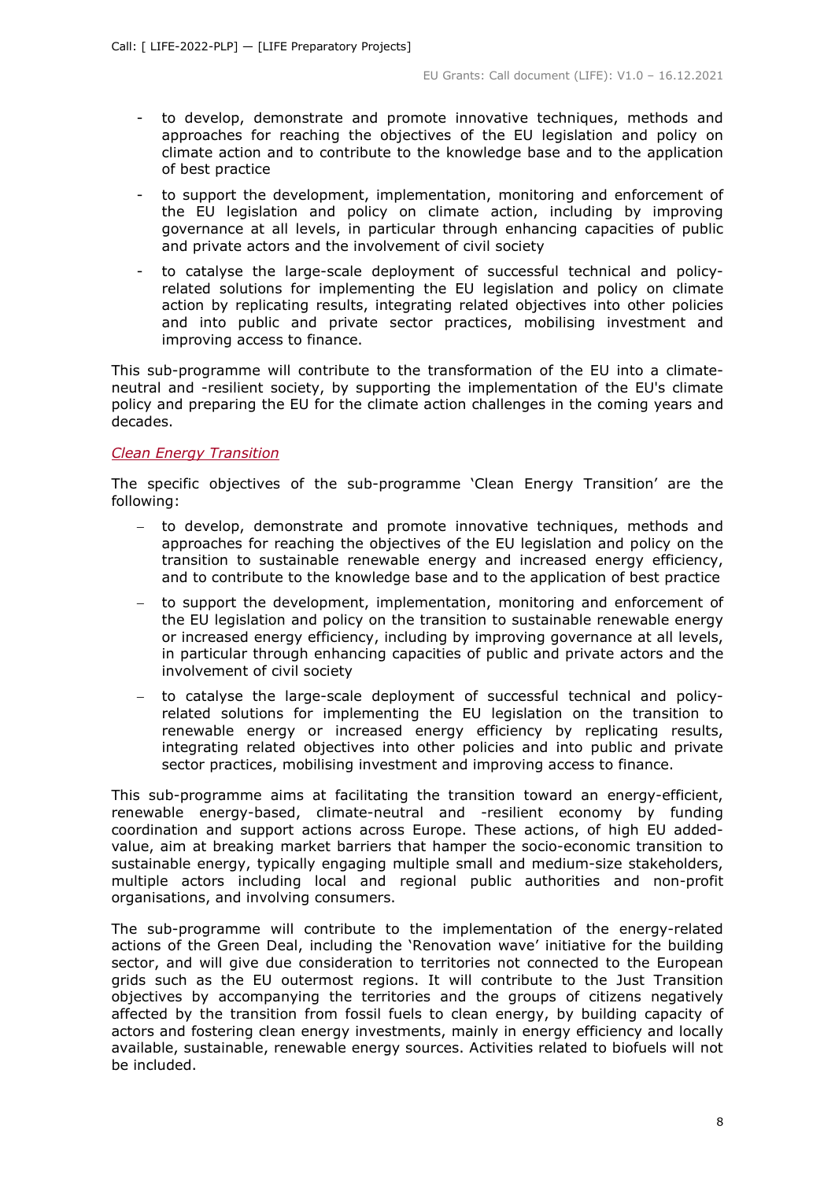- to develop, demonstrate and promote innovative techniques, methods and approaches for reaching the objectives of the EU legislation and policy on climate action and to contribute to the knowledge base and to the application of best practice
- to support the development, implementation, monitoring and enforcement of the EU legislation and policy on climate action, including by improving governance at all levels, in particular through enhancing capacities of public and private actors and the involvement of civil society
- to catalyse the large-scale deployment of successful technical and policy-related solutions for implementing the EU legislation and policy on climate action by replicating results, integrating related objectives into other policies and into public and private sector practices, mobilising investment and improving access to finance.

This sub-programme will contribute to the transformation of the EU into a climate-neutral and -resilient society, by supporting the implementation of the EU's climate policy and preparing the EU for the climate action challenges in the coming years and decades.

*Clean Energy Transition*

The specific objectives of the sub-programme 'Clean Energy Transition' are the following:

- to develop, demonstrate and promote innovative techniques, methods and approaches for reaching the objectives of the EU legislation and policy on the transition to sustainable renewable energy and increased energy efficiency, and to contribute to the knowledge base and to the application of best practice
- to support the development, implementation, monitoring and enforcement of the EU legislation and policy on the transition to sustainable renewable energy or increased energy efficiency, including by improving governance at all levels, in particular through enhancing capacities of public and private actors and the involvement of civil society
- to catalyse the large-scale deployment of successful technical and policy-related solutions for implementing the EU legislation on the transition to renewable energy or increased energy efficiency by replicating results, integrating related objectives into other policies and into public and private sector practices, mobilising investment and improving access to finance.

This sub-programme aims at facilitating the transition toward an energy-efficient, renewable energy-based, climate-neutral and -resilient economy by funding coordination and support actions across Europe. These actions, of high EU added-value, aim at breaking market barriers that hamper the socio-economic transition to sustainable energy, typically engaging multiple small and medium-size stakeholders, multiple actors including local and regional public authorities and non-profit organisations, and involving consumers.

The sub-programme will contribute to the implementation of the energy-related actions of the Green Deal, including the 'Renovation wave' initiative for the building sector, and will give due consideration to territories not connected to the European grids such as the EU outermost regions. It will contribute to the Just Transition objectives by accompanying the territories and the groups of citizens negatively affected by the transition from fossil fuels to clean energy, by building capacity of actors and fostering clean energy investments, mainly in energy efficiency and locally available, sustainable, renewable energy sources. Activities related to biofuels will not be included.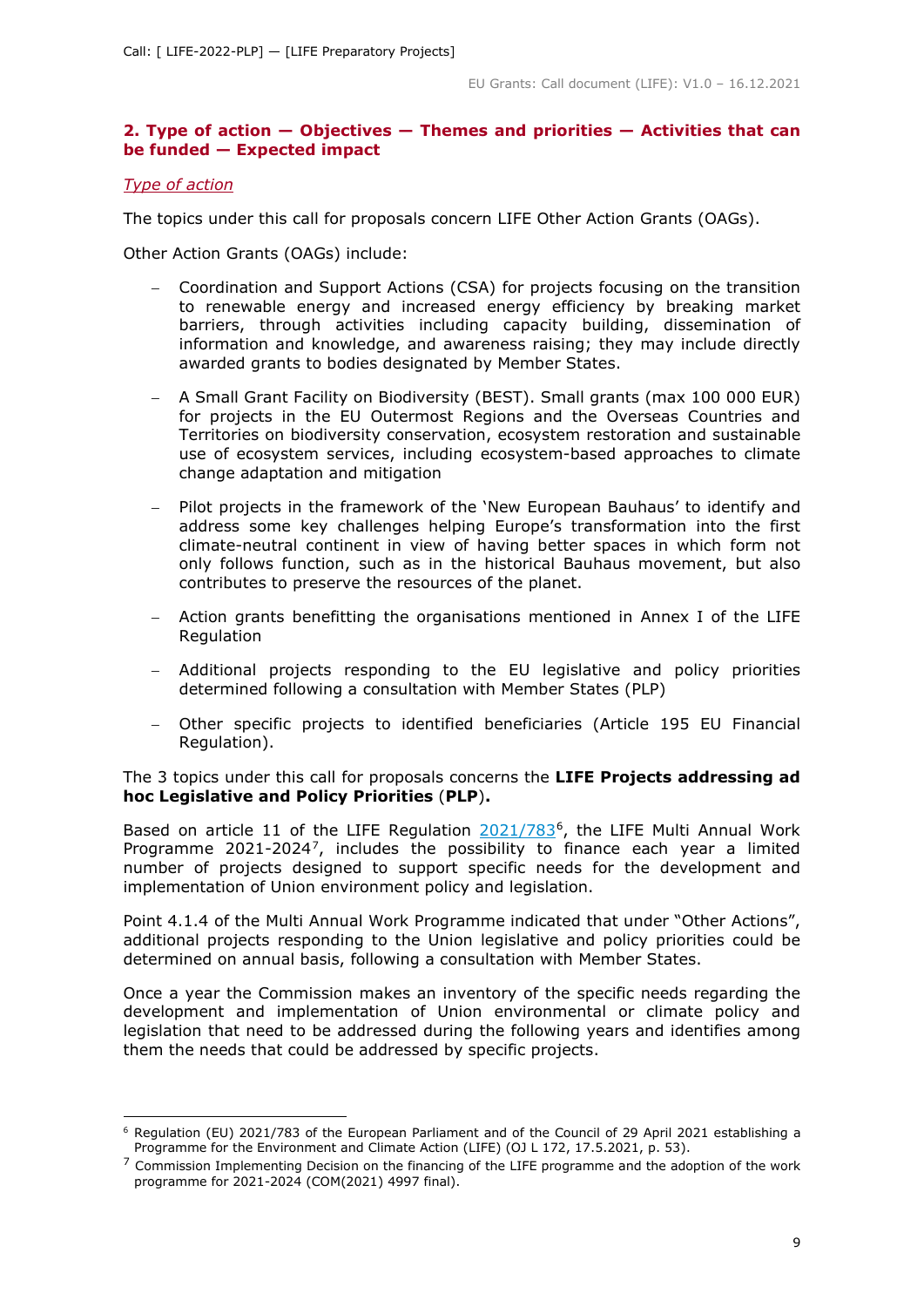## 2. Type of action — Objectives — Themes and priorities — Activities that can be funded — Expected impact

*Type of action*

The topics under this call for proposals concern LIFE Other Action Grants (OAGs).

Other Action Grants (OAGs) include:

- Coordination and Support Actions (CSA) for projects focusing on the transition to renewable energy and increased energy efficiency by breaking market barriers, through activities including capacity building, dissemination of information and knowledge, and awareness raising; they may include directly awarded grants to bodies designated by Member States.
- A Small Grant Facility on Biodiversity (BEST). Small grants (max 100 000 EUR) for projects in the EU Outermost Regions and the Overseas Countries and Territories on biodiversity conservation, ecosystem restoration and sustainable use of ecosystem services, including ecosystem-based approaches to climate change adaptation and mitigation
- Pilot projects in the framework of the 'New European Bauhaus' to identify and address some key challenges helping Europe's transformation into the first climate-neutral continent in view of having better spaces in which form not only follows function, such as in the historical Bauhaus movement, but also contributes to preserve the resources of the planet.
- Action grants benefitting the organisations mentioned in Annex I of the LIFE Regulation
- Additional projects responding to the EU legislative and policy priorities determined following a consultation with Member States (PLP)
- Other specific projects to identified beneficiaries (Article 195 EU Financial Regulation).

The 3 topics under this call for proposals concerns the **LIFE Projects addressing ad hoc Legislative and Policy Priorities** (**PLP**)**.**

Based on article 11 of the LIFE Regulation 2021/783[6], the LIFE Multi Annual Work Programme 2021-2024[7], includes the possibility to finance each year a limited number of projects designed to support specific needs for the development and implementation of Union environment policy and legislation.

Point 4.1.4 of the Multi Annual Work Programme indicated that under "Other Actions", additional projects responding to the Union legislative and policy priorities could be determined on annual basis, following a consultation with Member States.

Once a year the Commission makes an inventory of the specific needs regarding the development and implementation of Union environmental or climate policy and legislation that need to be addressed during the following years and identifies among them the needs that could be addressed by specific projects.

[6] Regulation (EU) 2021/783 of the European Parliament and of the Council of 29 April 2021 establishing a Programme for the Environment and Climate Action (LIFE) (OJ L 172, 17.5.2021, p. 53).

[7] Commission Implementing Decision on the financing of the LIFE programme and the adoption of the work programme for 2021-2024 (COM(2021) 4997 final).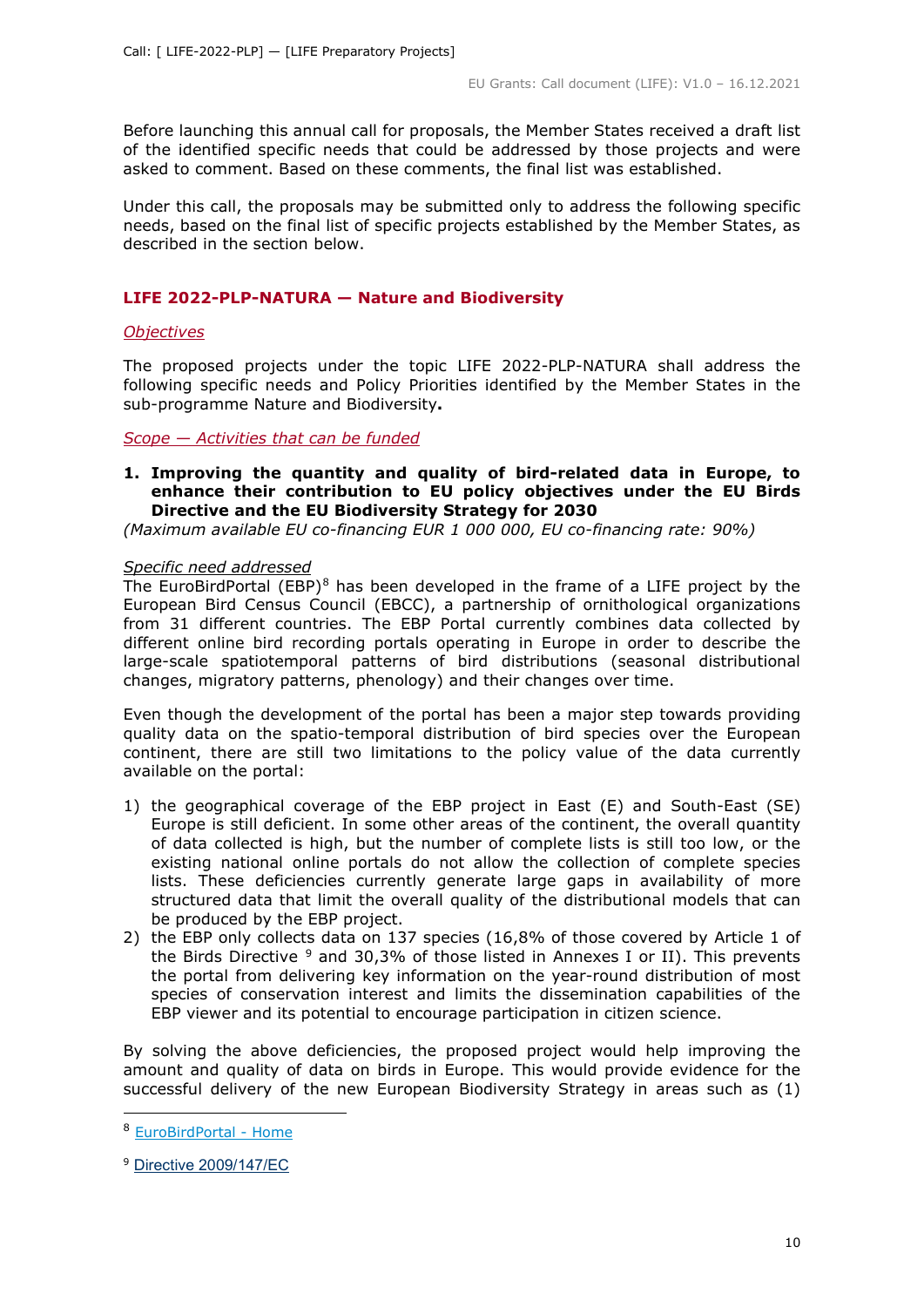Before launching this annual call for proposals, the Member States received a draft list of the identified specific needs that could be addressed by those projects and were asked to comment. Based on these comments, the final list was established.

Under this call, the proposals may be submitted only to address the following specific needs, based on the final list of specific projects established by the Member States, as described in the section below.

## LIFE 2022-PLP-NATURA — Nature and Biodiversity

### *Objectives*

The proposed projects under the topic LIFE 2022-PLP-NATURA shall address the following specific needs and Policy Priorities identified by the Member States in the sub-programme Nature and Biodiversity**.**

### *Scope — Activities that can be funded*

**1. Improving the quantity and quality of bird-related data in Europe, to enhance their contribution to EU policy objectives under the EU Birds Directive and the EU Biodiversity Strategy for 2030**

*(Maximum available EU co-financing EUR 1 000 000, EU co-financing rate: 90%)*

Specific need addressed

The EuroBirdPortal (EBP)[8] has been developed in the frame of a LIFE project by the European Bird Census Council (EBCC), a partnership of ornithological organizations from 31 different countries. The EBP Portal currently combines data collected by different online bird recording portals operating in Europe in order to describe the large-scale spatiotemporal patterns of bird distributions (seasonal distributional changes, migratory patterns, phenology) and their changes over time.

Even though the development of the portal has been a major step towards providing quality data on the spatio-temporal distribution of bird species over the European continent, there are still two limitations to the policy value of the data currently available on the portal:

1) the geographical coverage of the EBP project in East (E) and South-East (SE) Europe is still deficient. In some other areas of the continent, the overall quantity of data collected is high, but the number of complete lists is still too low, or the existing national online portals do not allow the collection of complete species lists. These deficiencies currently generate large gaps in availability of more structured data that limit the overall quality of the distributional models that can be produced by the EBP project.
2) the EBP only collects data on 137 species (16,8% of those covered by Article 1 of the Birds Directive [9] and 30,3% of those listed in Annexes I or II). This prevents the portal from delivering key information on the year-round distribution of most species of conservation interest and limits the dissemination capabilities of the EBP viewer and its potential to encourage participation in citizen science.

By solving the above deficiencies, the proposed project would help improving the amount and quality of data on birds in Europe. This would provide evidence for the successful delivery of the new European Biodiversity Strategy in areas such as (1)

---

[8] EuroBirdPortal - Home

[9] Directive 2009/147/EC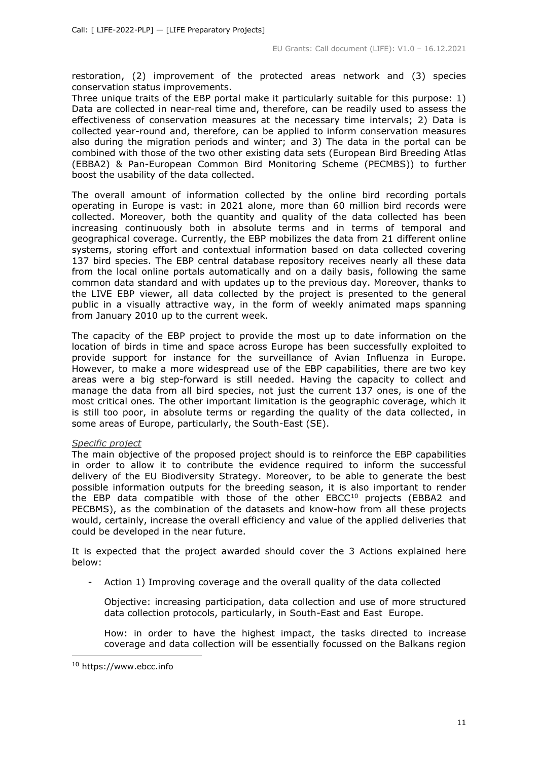restoration, (2) improvement of the protected areas network and (3) species conservation status improvements.
Three unique traits of the EBP portal make it particularly suitable for this purpose: 1) Data are collected in near-real time and, therefore, can be readily used to assess the effectiveness of conservation measures at the necessary time intervals; 2) Data is collected year-round and, therefore, can be applied to inform conservation measures also during the migration periods and winter; and 3) The data in the portal can be combined with those of the two other existing data sets (European Bird Breeding Atlas (EBBA2) & Pan-European Common Bird Monitoring Scheme (PECMBS)) to further boost the usability of the data collected.

The overall amount of information collected by the online bird recording portals operating in Europe is vast: in 2021 alone, more than 60 million bird records were collected. Moreover, both the quantity and quality of the data collected has been increasing continuously both in absolute terms and in terms of temporal and geographical coverage. Currently, the EBP mobilizes the data from 21 different online systems, storing effort and contextual information based on data collected covering 137 bird species. The EBP central database repository receives nearly all these data from the local online portals automatically and on a daily basis, following the same common data standard and with updates up to the previous day. Moreover, thanks to the LIVE EBP viewer, all data collected by the project is presented to the general public in a visually attractive way, in the form of weekly animated maps spanning from January 2010 up to the current week.

The capacity of the EBP project to provide the most up to date information on the location of birds in time and space across Europe has been successfully exploited to provide support for instance for the surveillance of Avian Influenza in Europe. However, to make a more widespread use of the EBP capabilities, there are two key areas were a big step-forward is still needed. Having the capacity to collect and manage the data from all bird species, not just the current 137 ones, is one of the most critical ones. The other important limitation is the geographic coverage, which it is still too poor, in absolute terms or regarding the quality of the data collected, in some areas of Europe, particularly, the South-East (SE).

*Specific project*

The main objective of the proposed project should is to reinforce the EBP capabilities in order to allow it to contribute the evidence required to inform the successful delivery of the EU Biodiversity Strategy. Moreover, to be able to generate the best possible information outputs for the breeding season, it is also important to render the EBP data compatible with those of the other EBCC[10] projects (EBBA2 and PECBMS), as the combination of the datasets and know-how from all these projects would, certainly, increase the overall efficiency and value of the applied deliveries that could be developed in the near future.

It is expected that the project awarded should cover the 3 Actions explained here below:

- Action 1) Improving coverage and the overall quality of the data collected

  Objective: increasing participation, data collection and use of more structured data collection protocols, particularly, in South-East and East Europe.

  How: in order to have the highest impact, the tasks directed to increase coverage and data collection will be essentially focussed on the Balkans region

[10] https://www.ebcc.info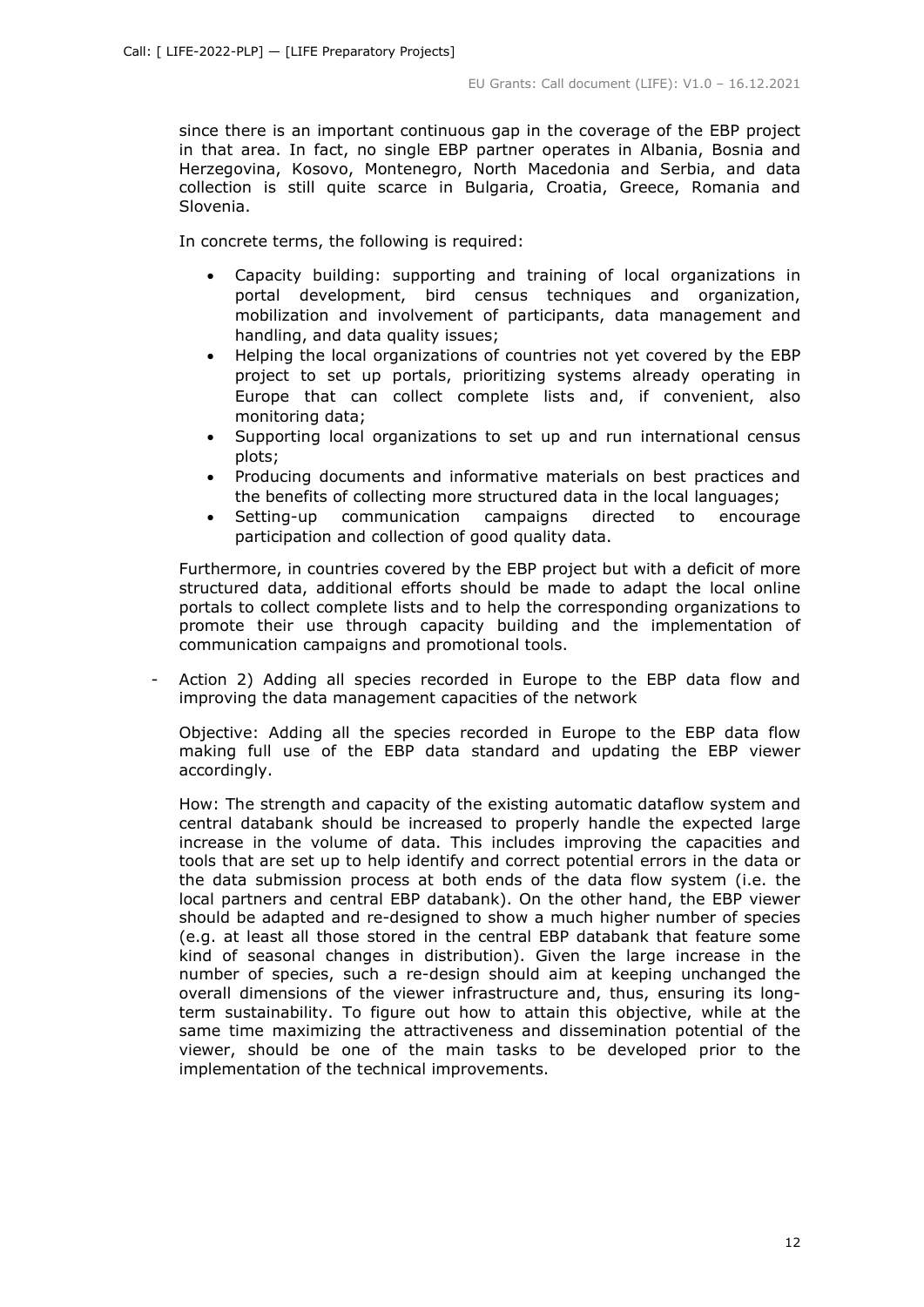since there is an important continuous gap in the coverage of the EBP project in that area. In fact, no single EBP partner operates in Albania, Bosnia and Herzegovina, Kosovo, Montenegro, North Macedonia and Serbia, and data collection is still quite scarce in Bulgaria, Croatia, Greece, Romania and Slovenia.

In concrete terms, the following is required:

- Capacity building: supporting and training of local organizations in portal development, bird census techniques and organization, mobilization and involvement of participants, data management and handling, and data quality issues;
- Helping the local organizations of countries not yet covered by the EBP project to set up portals, prioritizing systems already operating in Europe that can collect complete lists and, if convenient, also monitoring data;
- Supporting local organizations to set up and run international census plots;
- Producing documents and informative materials on best practices and the benefits of collecting more structured data in the local languages;
- Setting-up communication campaigns directed to encourage participation and collection of good quality data.

Furthermore, in countries covered by the EBP project but with a deficit of more structured data, additional efforts should be made to adapt the local online portals to collect complete lists and to help the corresponding organizations to promote their use through capacity building and the implementation of communication campaigns and promotional tools.

- Action 2) Adding all species recorded in Europe to the EBP data flow and improving the data management capacities of the network

  Objective: Adding all the species recorded in Europe to the EBP data flow making full use of the EBP data standard and updating the EBP viewer accordingly.

  How: The strength and capacity of the existing automatic dataflow system and central databank should be increased to properly handle the expected large increase in the volume of data. This includes improving the capacities and tools that are set up to help identify and correct potential errors in the data or the data submission process at both ends of the data flow system (i.e. the local partners and central EBP databank). On the other hand, the EBP viewer should be adapted and re-designed to show a much higher number of species (e.g. at least all those stored in the central EBP databank that feature some kind of seasonal changes in distribution). Given the large increase in the number of species, such a re-design should aim at keeping unchanged the overall dimensions of the viewer infrastructure and, thus, ensuring its long-term sustainability. To figure out how to attain this objective, while at the same time maximizing the attractiveness and dissemination potential of the viewer, should be one of the main tasks to be developed prior to the implementation of the technical improvements.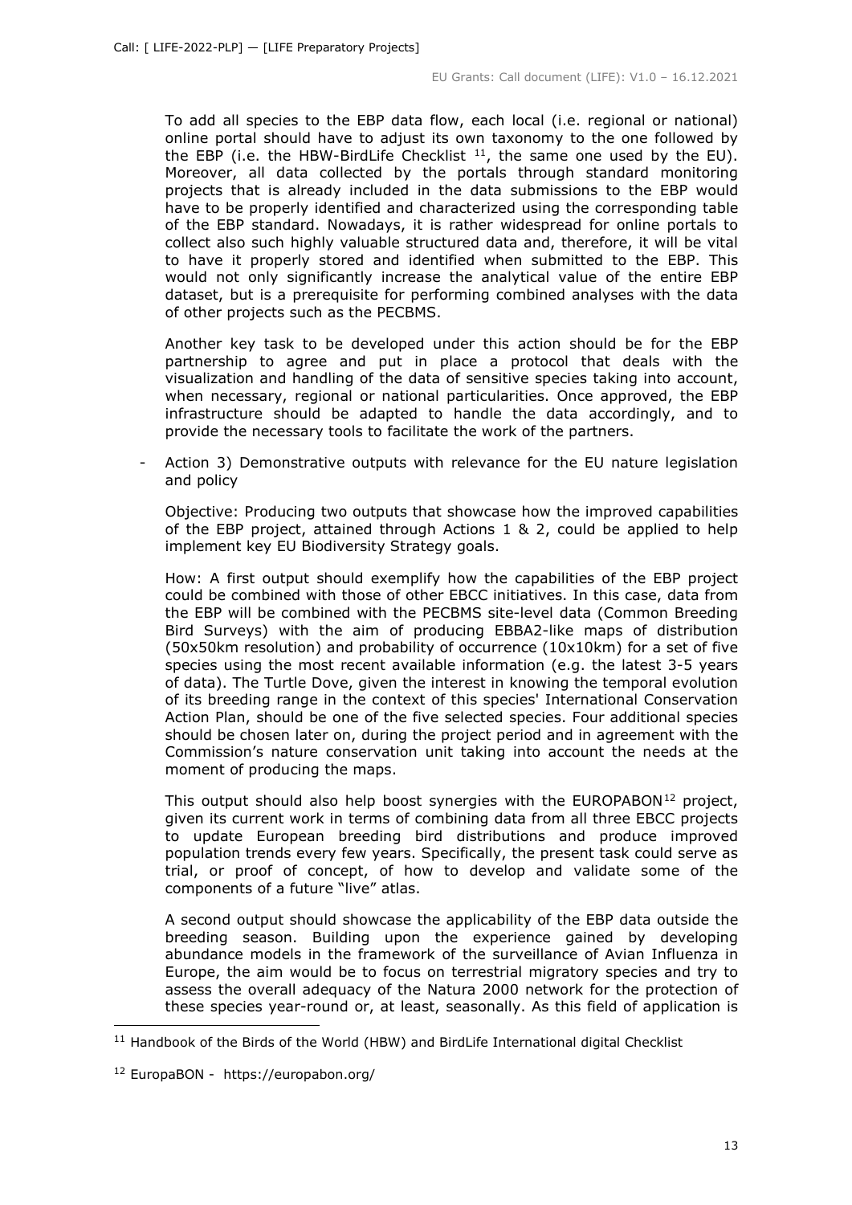To add all species to the EBP data flow, each local (i.e. regional or national) online portal should have to adjust its own taxonomy to the one followed by the EBP (i.e. the HBW-BirdLife Checklist [11], the same one used by the EU). Moreover, all data collected by the portals through standard monitoring projects that is already included in the data submissions to the EBP would have to be properly identified and characterized using the corresponding table of the EBP standard. Nowadays, it is rather widespread for online portals to collect also such highly valuable structured data and, therefore, it will be vital to have it properly stored and identified when submitted to the EBP. This would not only significantly increase the analytical value of the entire EBP dataset, but is a prerequisite for performing combined analyses with the data of other projects such as the PECBMS.

Another key task to be developed under this action should be for the EBP partnership to agree and put in place a protocol that deals with the visualization and handling of the data of sensitive species taking into account, when necessary, regional or national particularities. Once approved, the EBP infrastructure should be adapted to handle the data accordingly, and to provide the necessary tools to facilitate the work of the partners.

- Action 3) Demonstrative outputs with relevance for the EU nature legislation and policy

  Objective: Producing two outputs that showcase how the improved capabilities of the EBP project, attained through Actions 1 & 2, could be applied to help implement key EU Biodiversity Strategy goals.

  How: A first output should exemplify how the capabilities of the EBP project could be combined with those of other EBCC initiatives. In this case, data from the EBP will be combined with the PECBMS site-level data (Common Breeding Bird Surveys) with the aim of producing EBBA2-like maps of distribution (50x50km resolution) and probability of occurrence (10x10km) for a set of five species using the most recent available information (e.g. the latest 3-5 years of data). The Turtle Dove, given the interest in knowing the temporal evolution of its breeding range in the context of this species' International Conservation Action Plan, should be one of the five selected species. Four additional species should be chosen later on, during the project period and in agreement with the Commission's nature conservation unit taking into account the needs at the moment of producing the maps.

  This output should also help boost synergies with the EUROPABON[12] project, given its current work in terms of combining data from all three EBCC projects to update European breeding bird distributions and produce improved population trends every few years. Specifically, the present task could serve as trial, or proof of concept, of how to develop and validate some of the components of a future "live" atlas.

  A second output should showcase the applicability of the EBP data outside the breeding season. Building upon the experience gained by developing abundance models in the framework of the surveillance of Avian Influenza in Europe, the aim would be to focus on terrestrial migratory species and try to assess the overall adequacy of the Natura 2000 network for the protection of these species year-round or, at least, seasonally. As this field of application is

---

[11] Handbook of the Birds of the World (HBW) and BirdLife International digital Checklist

[12] EuropaBON - https://europabon.org/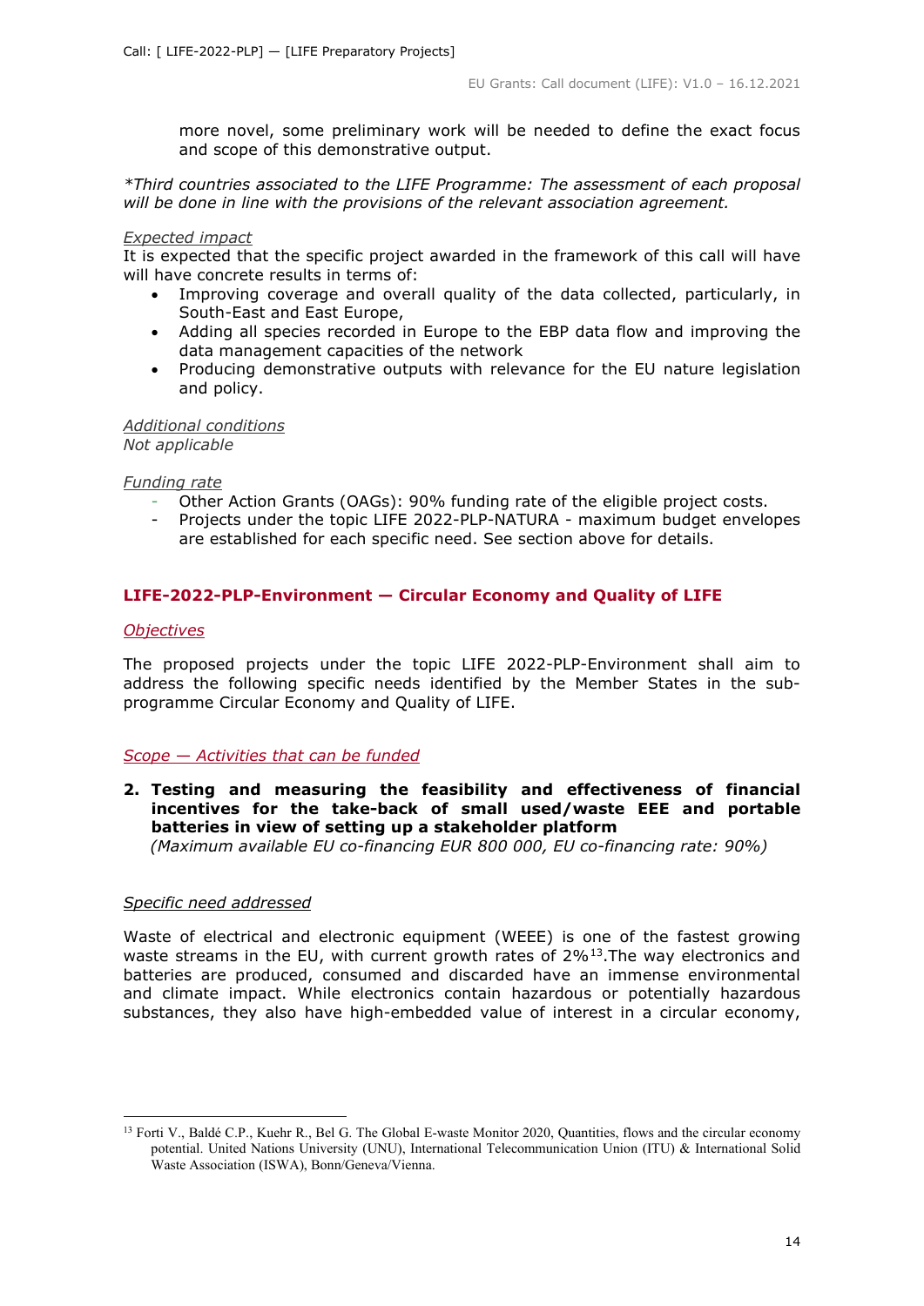more novel, some preliminary work will be needed to define the exact focus and scope of this demonstrative output.

*\*Third countries associated to the LIFE Programme: The assessment of each proposal will be done in line with the provisions of the relevant association agreement.*

*Expected impact*

It is expected that the specific project awarded in the framework of this call will have will have concrete results in terms of:

- Improving coverage and overall quality of the data collected, particularly, in South-East and East Europe,
- Adding all species recorded in Europe to the EBP data flow and improving the data management capacities of the network
- Producing demonstrative outputs with relevance for the EU nature legislation and policy.

*Additional conditions*

*Not applicable*

*Funding rate*

- Other Action Grants (OAGs): 90% funding rate of the eligible project costs.
- Projects under the topic LIFE 2022-PLP-NATURA - maximum budget envelopes are established for each specific need. See section above for details.

## LIFE-2022-PLP-Environment — Circular Economy and Quality of LIFE

*Objectives*

The proposed projects under the topic LIFE 2022-PLP-Environment shall aim to address the following specific needs identified by the Member States in the sub-programme Circular Economy and Quality of LIFE.

*Scope — Activities that can be funded*

**2. Testing and measuring the feasibility and effectiveness of financial incentives for the take-back of small used/waste EEE and portable batteries in view of setting up a stakeholder platform**

*(Maximum available EU co-financing EUR 800 000, EU co-financing rate: 90%)*

*Specific need addressed*

Waste of electrical and electronic equipment (WEEE) is one of the fastest growing waste streams in the EU, with current growth rates of 2%[13].The way electronics and batteries are produced, consumed and discarded have an immense environmental and climate impact. While electronics contain hazardous or potentially hazardous substances, they also have high-embedded value of interest in a circular economy,

[13] Forti V., Baldé C.P., Kuehr R., Bel G. The Global E-waste Monitor 2020, Quantities, flows and the circular economy potential. United Nations University (UNU), International Telecommunication Union (ITU) & International Solid Waste Association (ISWA), Bonn/Geneva/Vienna.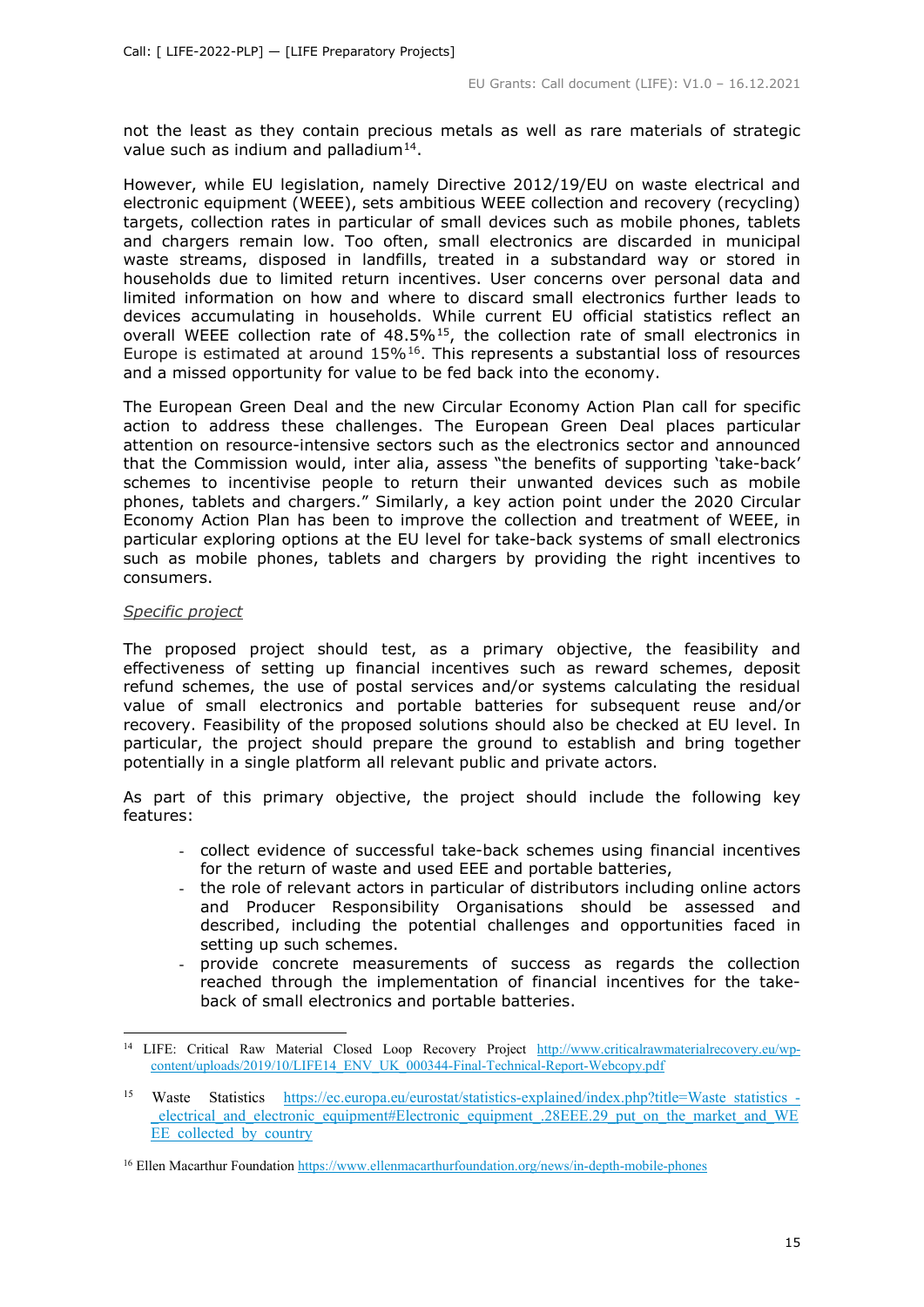not the least as they contain precious metals as well as rare materials of strategic value such as indium and palladium[14].

However, while EU legislation, namely Directive 2012/19/EU on waste electrical and electronic equipment (WEEE), sets ambitious WEEE collection and recovery (recycling) targets, collection rates in particular of small devices such as mobile phones, tablets and chargers remain low. Too often, small electronics are discarded in municipal waste streams, disposed in landfills, treated in a substandard way or stored in households due to limited return incentives. User concerns over personal data and limited information on how and where to discard small electronics further leads to devices accumulating in households. While current EU official statistics reflect an overall WEEE collection rate of 48.5%[15], the collection rate of small electronics in Europe is estimated at around 15%[16]. This represents a substantial loss of resources and a missed opportunity for value to be fed back into the economy.

The European Green Deal and the new Circular Economy Action Plan call for specific action to address these challenges. The European Green Deal places particular attention on resource-intensive sectors such as the electronics sector and announced that the Commission would, inter alia, assess "the benefits of supporting 'take-back' schemes to incentivise people to return their unwanted devices such as mobile phones, tablets and chargers." Similarly, a key action point under the 2020 Circular Economy Action Plan has been to improve the collection and treatment of WEEE, in particular exploring options at the EU level for take-back systems of small electronics such as mobile phones, tablets and chargers by providing the right incentives to consumers.

*Specific project*

The proposed project should test, as a primary objective, the feasibility and effectiveness of setting up financial incentives such as reward schemes, deposit refund schemes, the use of postal services and/or systems calculating the residual value of small electronics and portable batteries for subsequent reuse and/or recovery. Feasibility of the proposed solutions should also be checked at EU level. In particular, the project should prepare the ground to establish and bring together potentially in a single platform all relevant public and private actors.

As part of this primary objective, the project should include the following key features:

- collect evidence of successful take-back schemes using financial incentives for the return of waste and used EEE and portable batteries,
- the role of relevant actors in particular of distributors including online actors and Producer Responsibility Organisations should be assessed and described, including the potential challenges and opportunities faced in setting up such schemes.
- provide concrete measurements of success as regards the collection reached through the implementation of financial incentives for the take-back of small electronics and portable batteries.

---

[14] LIFE: Critical Raw Material Closed Loop Recovery Project http://www.criticalrawmaterialrecovery.eu/wp-content/uploads/2019/10/LIFE14_ENV_UK_000344-Final-Technical-Report-Webcopy.pdf

[15] Waste Statistics https://ec.europa.eu/eurostat/statistics-explained/index.php?title=Waste_statistics_-_electrical_and_electronic_equipment#Electronic_equipment_.28EEE.29_put_on_the_market_and_WEEE_collected_by_country

[16] Ellen Macarthur Foundation https://www.ellenmacarthurfoundation.org/news/in-depth-mobile-phones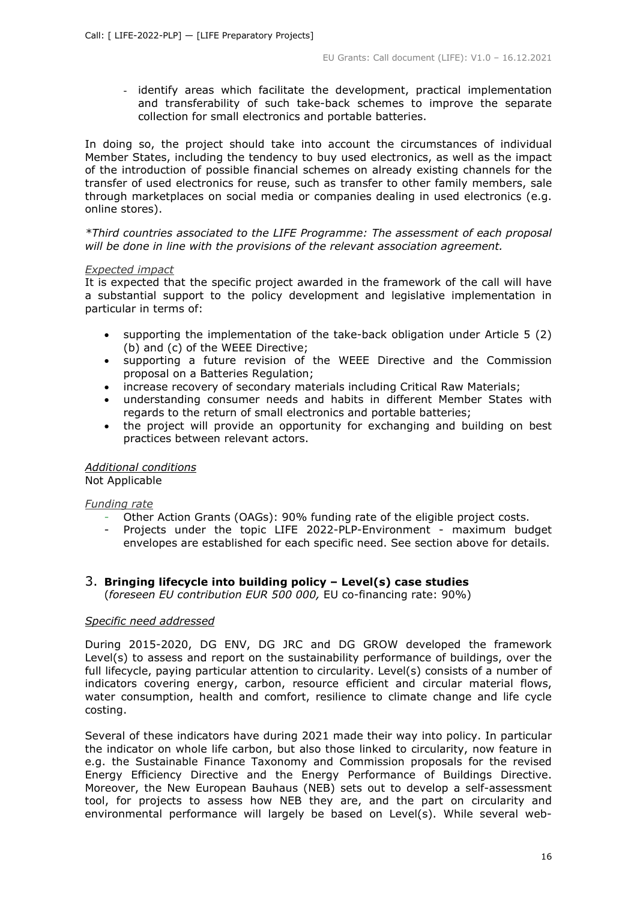- identify areas which facilitate the development, practical implementation and transferability of such take-back schemes to improve the separate collection for small electronics and portable batteries.

In doing so, the project should take into account the circumstances of individual Member States, including the tendency to buy used electronics, as well as the impact of the introduction of possible financial schemes on already existing channels for the transfer of used electronics for reuse, such as transfer to other family members, sale through marketplaces on social media or companies dealing in used electronics (e.g. online stores).

*\*Third countries associated to the LIFE Programme: The assessment of each proposal will be done in line with the provisions of the relevant association agreement.*

*Expected impact*

It is expected that the specific project awarded in the framework of the call will have a substantial support to the policy development and legislative implementation in particular in terms of:

- supporting the implementation of the take-back obligation under Article 5 (2) (b) and (c) of the WEEE Directive;
- supporting a future revision of the WEEE Directive and the Commission proposal on a Batteries Regulation;
- increase recovery of secondary materials including Critical Raw Materials;
- understanding consumer needs and habits in different Member States with regards to the return of small electronics and portable batteries;
- the project will provide an opportunity for exchanging and building on best practices between relevant actors.

*Additional conditions*

Not Applicable

*Funding rate*

- Other Action Grants (OAGs): 90% funding rate of the eligible project costs.
- Projects under the topic LIFE 2022-PLP-Environment - maximum budget envelopes are established for each specific need. See section above for details.

## 3. **Bringing lifecycle into building policy – Level(s) case studies**

(*foreseen EU contribution EUR 500 000,* EU co-financing rate: 90%)

*Specific need addressed*

During 2015-2020, DG ENV, DG JRC and DG GROW developed the framework Level(s) to assess and report on the sustainability performance of buildings, over the full lifecycle, paying particular attention to circularity. Level(s) consists of a number of indicators covering energy, carbon, resource efficient and circular material flows, water consumption, health and comfort, resilience to climate change and life cycle costing.

Several of these indicators have during 2021 made their way into policy. In particular the indicator on whole life carbon, but also those linked to circularity, now feature in e.g. the Sustainable Finance Taxonomy and Commission proposals for the revised Energy Efficiency Directive and the Energy Performance of Buildings Directive. Moreover, the New European Bauhaus (NEB) sets out to develop a self-assessment tool, for projects to assess how NEB they are, and the part on circularity and environmental performance will largely be based on Level(s). While several web-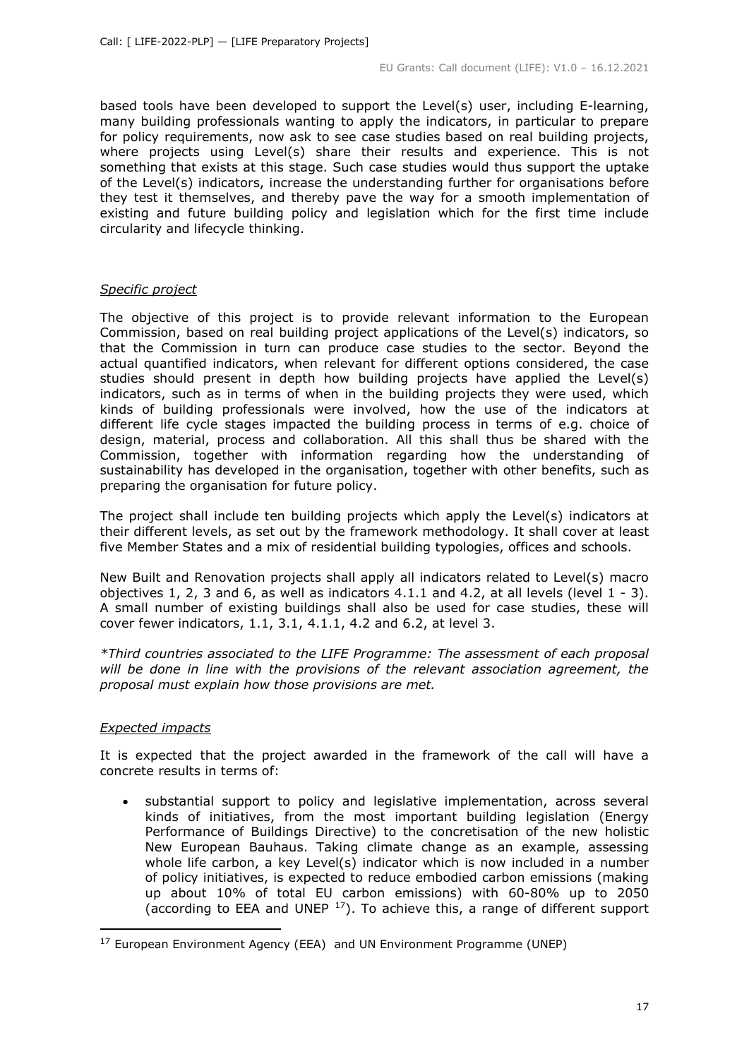based tools have been developed to support the Level(s) user, including E-learning, many building professionals wanting to apply the indicators, in particular to prepare for policy requirements, now ask to see case studies based on real building projects, where projects using Level(s) share their results and experience. This is not something that exists at this stage. Such case studies would thus support the uptake of the Level(s) indicators, increase the understanding further for organisations before they test it themselves, and thereby pave the way for a smooth implementation of existing and future building policy and legislation which for the first time include circularity and lifecycle thinking.

*Specific project*

The objective of this project is to provide relevant information to the European Commission, based on real building project applications of the Level(s) indicators, so that the Commission in turn can produce case studies to the sector. Beyond the actual quantified indicators, when relevant for different options considered, the case studies should present in depth how building projects have applied the Level(s) indicators, such as in terms of when in the building projects they were used, which kinds of building professionals were involved, how the use of the indicators at different life cycle stages impacted the building process in terms of e.g. choice of design, material, process and collaboration. All this shall thus be shared with the Commission, together with information regarding how the understanding of sustainability has developed in the organisation, together with other benefits, such as preparing the organisation for future policy.

The project shall include ten building projects which apply the Level(s) indicators at their different levels, as set out by the framework methodology. It shall cover at least five Member States and a mix of residential building typologies, offices and schools.

New Built and Renovation projects shall apply all indicators related to Level(s) macro objectives 1, 2, 3 and 6, as well as indicators 4.1.1 and 4.2, at all levels (level 1 - 3). A small number of existing buildings shall also be used for case studies, these will cover fewer indicators, 1.1, 3.1, 4.1.1, 4.2 and 6.2, at level 3.

*\*Third countries associated to the LIFE Programme: The assessment of each proposal will be done in line with the provisions of the relevant association agreement, the proposal must explain how those provisions are met.*

*Expected impacts*

It is expected that the project awarded in the framework of the call will have a concrete results in terms of:

- substantial support to policy and legislative implementation, across several kinds of initiatives, from the most important building legislation (Energy Performance of Buildings Directive) to the concretisation of the new holistic New European Bauhaus. Taking climate change as an example, assessing whole life carbon, a key Level(s) indicator which is now included in a number of policy initiatives, is expected to reduce embodied carbon emissions (making up about 10% of total EU carbon emissions) with 60-80% up to 2050 (according to EEA and UNEP [17]). To achieve this, a range of different support

[17] European Environment Agency (EEA) and UN Environment Programme (UNEP)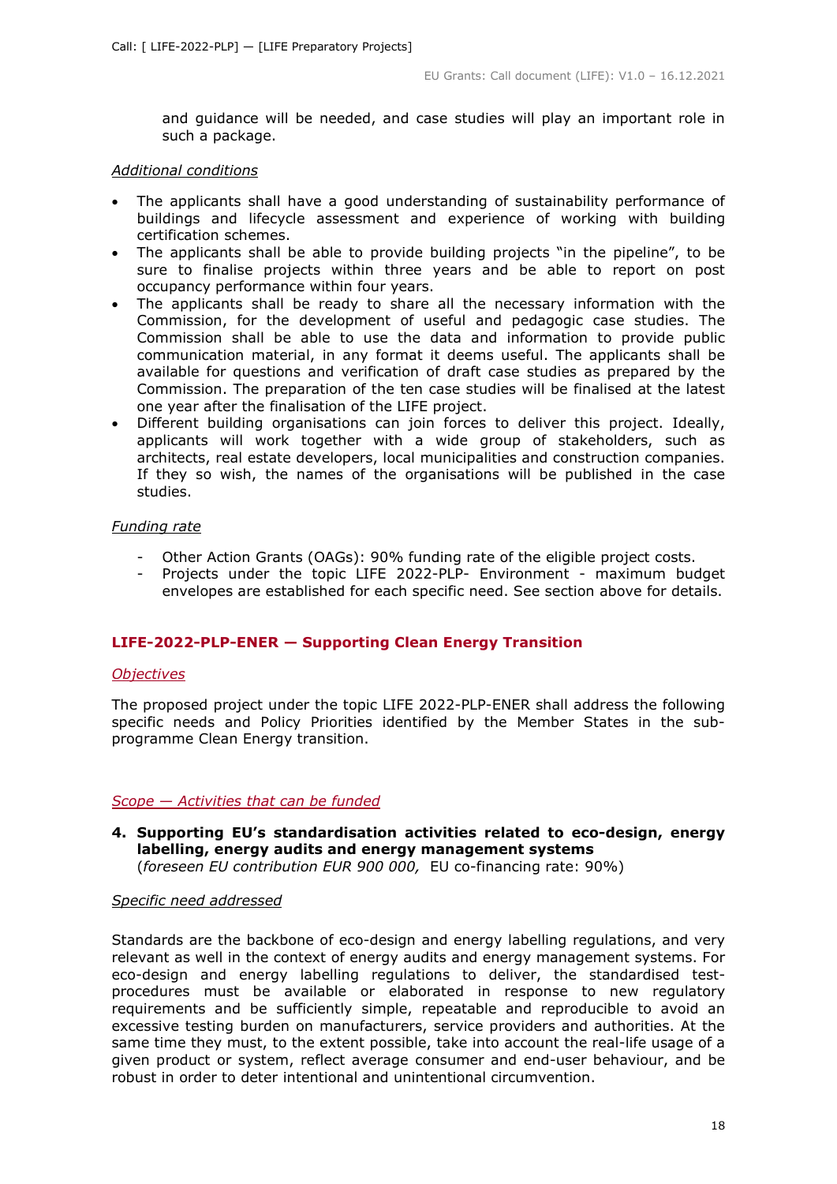and guidance will be needed, and case studies will play an important role in such a package.

*Additional conditions*

- The applicants shall have a good understanding of sustainability performance of buildings and lifecycle assessment and experience of working with building certification schemes.
- The applicants shall be able to provide building projects "in the pipeline", to be sure to finalise projects within three years and be able to report on post occupancy performance within four years.
- The applicants shall be ready to share all the necessary information with the Commission, for the development of useful and pedagogic case studies. The Commission shall be able to use the data and information to provide public communication material, in any format it deems useful. The applicants shall be available for questions and verification of draft case studies as prepared by the Commission. The preparation of the ten case studies will be finalised at the latest one year after the finalisation of the LIFE project.
- Different building organisations can join forces to deliver this project. Ideally, applicants will work together with a wide group of stakeholders, such as architects, real estate developers, local municipalities and construction companies. If they so wish, the names of the organisations will be published in the case studies.

*Funding rate*

- Other Action Grants (OAGs): 90% funding rate of the eligible project costs.
- Projects under the topic LIFE 2022-PLP- Environment - maximum budget envelopes are established for each specific need. See section above for details.

## LIFE-2022-PLP-ENER — Supporting Clean Energy Transition

*Objectives*

The proposed project under the topic LIFE 2022-PLP-ENER shall address the following specific needs and Policy Priorities identified by the Member States in the sub-programme Clean Energy transition.

*Scope — Activities that can be funded*

**4. Supporting EU's standardisation activities related to eco-design, energy labelling, energy audits and energy management systems**
(*foreseen EU contribution EUR 900 000,* EU co-financing rate: 90%)

*Specific need addressed*

Standards are the backbone of eco-design and energy labelling regulations, and very relevant as well in the context of energy audits and energy management systems. For eco-design and energy labelling regulations to deliver, the standardised test-procedures must be available or elaborated in response to new regulatory requirements and be sufficiently simple, repeatable and reproducible to avoid an excessive testing burden on manufacturers, service providers and authorities. At the same time they must, to the extent possible, take into account the real-life usage of a given product or system, reflect average consumer and end-user behaviour, and be robust in order to deter intentional and unintentional circumvention.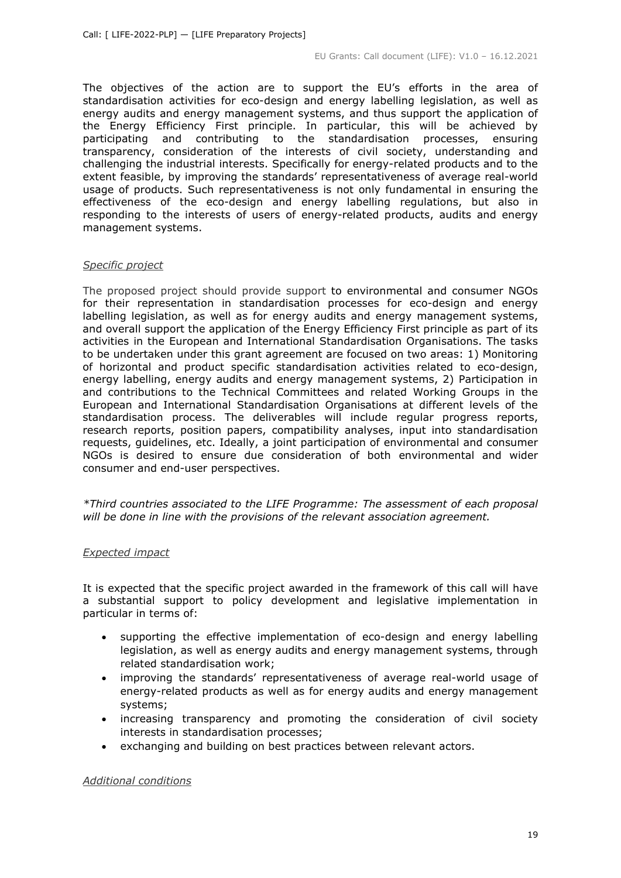The objectives of the action are to support the EU's efforts in the area of standardisation activities for eco-design and energy labelling legislation, as well as energy audits and energy management systems, and thus support the application of the Energy Efficiency First principle. In particular, this will be achieved by participating and contributing to the standardisation processes, ensuring transparency, consideration of the interests of civil society, understanding and challenging the industrial interests. Specifically for energy-related products and to the extent feasible, by improving the standards' representativeness of average real-world usage of products. Such representativeness is not only fundamental in ensuring the effectiveness of the eco-design and energy labelling regulations, but also in responding to the interests of users of energy-related products, audits and energy management systems.

*Specific project*

The proposed project should provide support to environmental and consumer NGOs for their representation in standardisation processes for eco-design and energy labelling legislation, as well as for energy audits and energy management systems, and overall support the application of the Energy Efficiency First principle as part of its activities in the European and International Standardisation Organisations. The tasks to be undertaken under this grant agreement are focused on two areas: 1) Monitoring of horizontal and product specific standardisation activities related to eco-design, energy labelling, energy audits and energy management systems, 2) Participation in and contributions to the Technical Committees and related Working Groups in the European and International Standardisation Organisations at different levels of the standardisation process. The deliverables will include regular progress reports, research reports, position papers, compatibility analyses, input into standardisation requests, guidelines, etc. Ideally, a joint participation of environmental and consumer NGOs is desired to ensure due consideration of both environmental and wider consumer and end-user perspectives.

*\*Third countries associated to the LIFE Programme: The assessment of each proposal will be done in line with the provisions of the relevant association agreement.*

*Expected impact*

It is expected that the specific project awarded in the framework of this call will have a substantial support to policy development and legislative implementation in particular in terms of:

- supporting the effective implementation of eco-design and energy labelling legislation, as well as energy audits and energy management systems, through related standardisation work;
- improving the standards' representativeness of average real-world usage of energy-related products as well as for energy audits and energy management systems;
- increasing transparency and promoting the consideration of civil society interests in standardisation processes;
- exchanging and building on best practices between relevant actors.

*Additional conditions*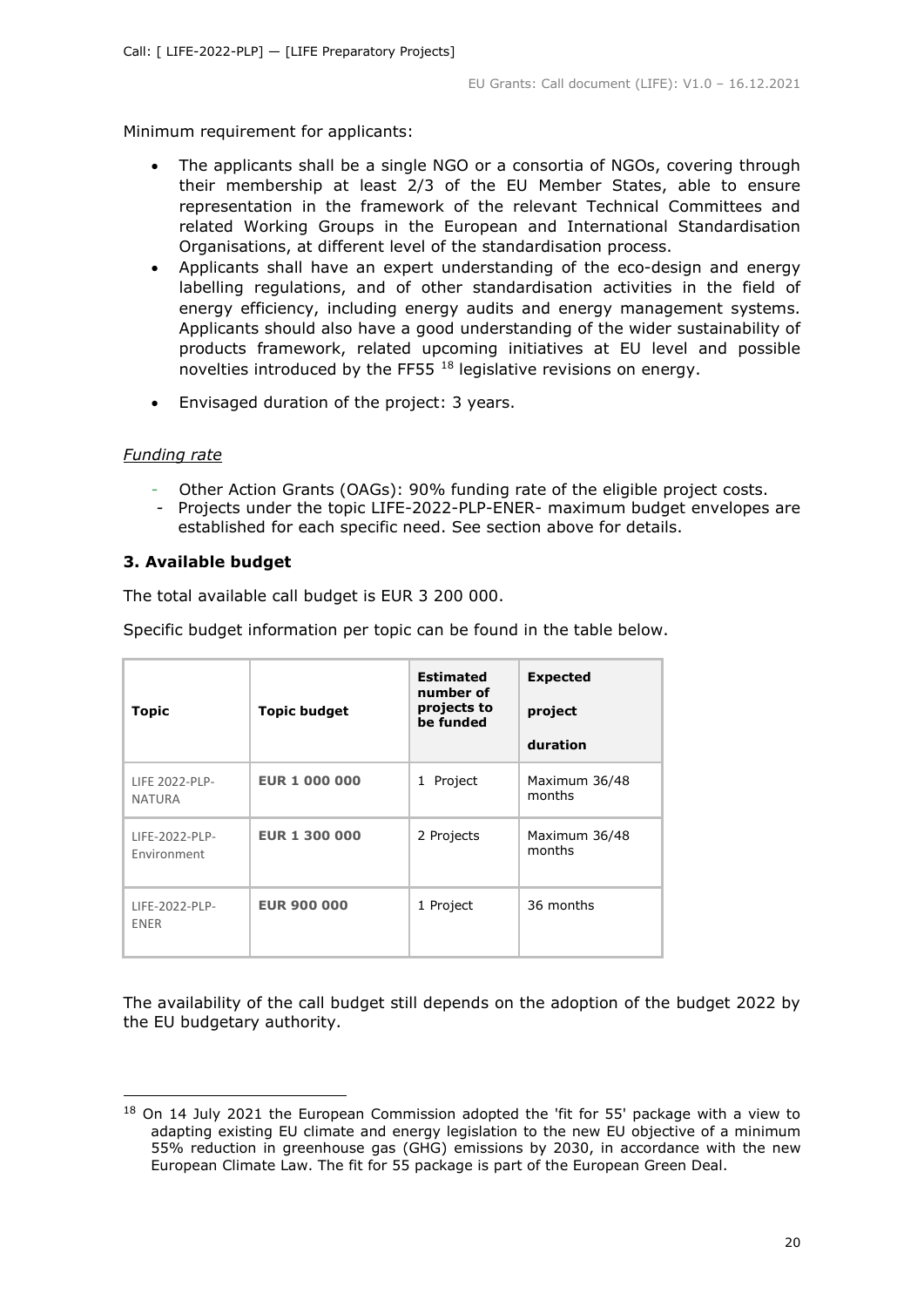Minimum requirement for applicants:

- The applicants shall be a single NGO or a consortia of NGOs, covering through their membership at least 2/3 of the EU Member States, able to ensure representation in the framework of the relevant Technical Committees and related Working Groups in the European and International Standardisation Organisations, at different level of the standardisation process.
- Applicants shall have an expert understanding of the eco-design and energy labelling regulations, and of other standardisation activities in the field of energy efficiency, including energy audits and energy management systems. Applicants should also have a good understanding of the wider sustainability of products framework, related upcoming initiatives at EU level and possible novelties introduced by the FF55 [18] legislative revisions on energy.
- Envisaged duration of the project: 3 years.

*Funding rate*

- Other Action Grants (OAGs): 90% funding rate of the eligible project costs.
- Projects under the topic LIFE-2022-PLP-ENER- maximum budget envelopes are established for each specific need. See section above for details.

### 3. Available budget

The total available call budget is EUR 3 200 000.

Specific budget information per topic can be found in the table below.

| Topic | Topic budget | Estimated number of projects to be funded | Expected project duration |
|---|---|---|---|
| LIFE 2022-PLP-NATURA | **EUR 1 000 000** | 1 Project | Maximum 36/48 months |
| LIFE-2022-PLP-Environment | **EUR 1 300 000** | 2 Projects | Maximum 36/48 months |
| LIFE-2022-PLP-ENER | **EUR 900 000** | 1 Project | 36 months |

The availability of the call budget still depends on the adoption of the budget 2022 by the EU budgetary authority.

[18] On 14 July 2021 the European Commission adopted the 'fit for 55' package with a view to adapting existing EU climate and energy legislation to the new EU objective of a minimum 55% reduction in greenhouse gas (GHG) emissions by 2030, in accordance with the new European Climate Law. The fit for 55 package is part of the European Green Deal.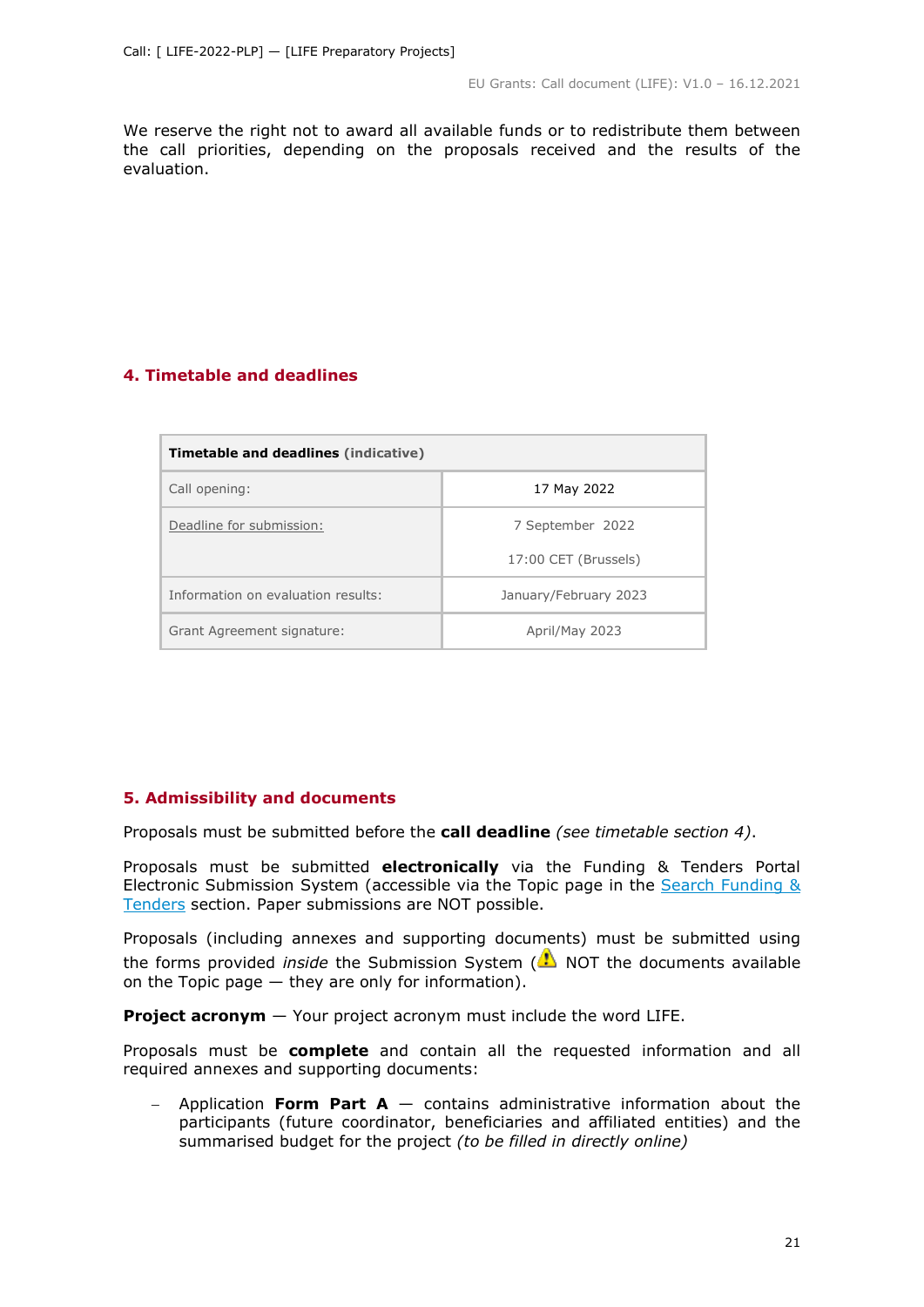We reserve the right not to award all available funds or to redistribute them between the call priorities, depending on the proposals received and the results of the evaluation.

## 4. Timetable and deadlines

| **Timetable and deadlines** (indicative) | |
|---|---|
| Call opening: | 17 May 2022 |
| Deadline for submission: | 7 September 2022<br><br>17:00 CET (Brussels) |
| Information on evaluation results: | January/February 2023 |
| Grant Agreement signature: | April/May 2023 |

## 5. Admissibility and documents

Proposals must be submitted before the **call deadline** *(see timetable section 4)*.

Proposals must be submitted **electronically** via the Funding & Tenders Portal Electronic Submission System (accessible via the Topic page in the Search Funding & Tenders section. Paper submissions are NOT possible.

Proposals (including annexes and supporting documents) must be submitted using the forms provided *inside* the Submission System (⚠ NOT the documents available on the Topic page — they are only for information).

**Project acronym** — Your project acronym must include the word LIFE.

Proposals must be **complete** and contain all the requested information and all required annexes and supporting documents:

- Application **Form Part A** — contains administrative information about the participants (future coordinator, beneficiaries and affiliated entities) and the summarised budget for the project *(to be filled in directly online)*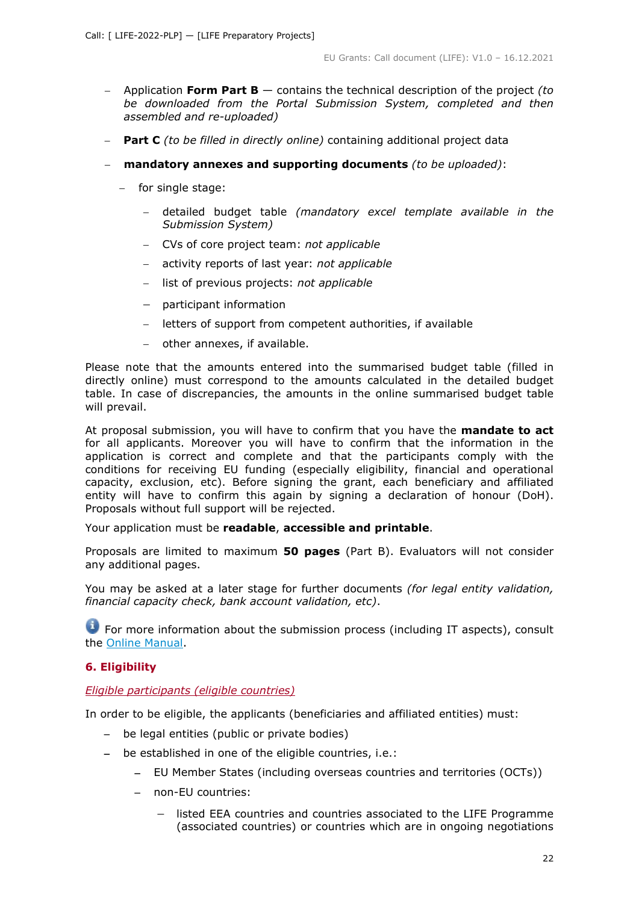- Application Form **Part B** — contains the technical description of the project *(to be downloaded from the Portal Submission System, completed and then assembled and re-uploaded)*
- **Part C** *(to be filled in directly online)* containing additional project data
- **mandatory annexes and supporting documents** *(to be uploaded)*:
  - for single stage:
    - detailed budget table *(mandatory excel template available in the Submission System)*
    - CVs of core project team: *not applicable*
    - activity reports of last year: *not applicable*
    - list of previous projects: *not applicable*
    - participant information
    - letters of support from competent authorities, if available
    - other annexes, if available.

Please note that the amounts entered into the summarised budget table (filled in directly online) must correspond to the amounts calculated in the detailed budget table. In case of discrepancies, the amounts in the online summarised budget table will prevail.

At proposal submission, you will have to confirm that you have the **mandate to act** for all applicants. Moreover you will have to confirm that the information in the application is correct and complete and that the participants comply with the conditions for receiving EU funding (especially eligibility, financial and operational capacity, exclusion, etc). Before signing the grant, each beneficiary and affiliated entity will have to confirm this again by signing a declaration of honour (DoH). Proposals without full support will be rejected.

Your application must be **readable**, **accessible and printable**.

Proposals are limited to maximum **50 pages** (Part B). Evaluators will not consider any additional pages.

You may be asked at a later stage for further documents *(for legal entity validation, financial capacity check, bank account validation, etc)*.

For more information about the submission process (including IT aspects), consult the Online Manual.

## 6. Eligibility

*Eligible participants (eligible countries)*

In order to be eligible, the applicants (beneficiaries and affiliated entities) must:

- be legal entities (public or private bodies)
- be established in one of the eligible countries, i.e.:
  - EU Member States (including overseas countries and territories (OCTs))
  - non-EU countries:
    - listed EEA countries and countries associated to the LIFE Programme (associated countries) or countries which are in ongoing negotiations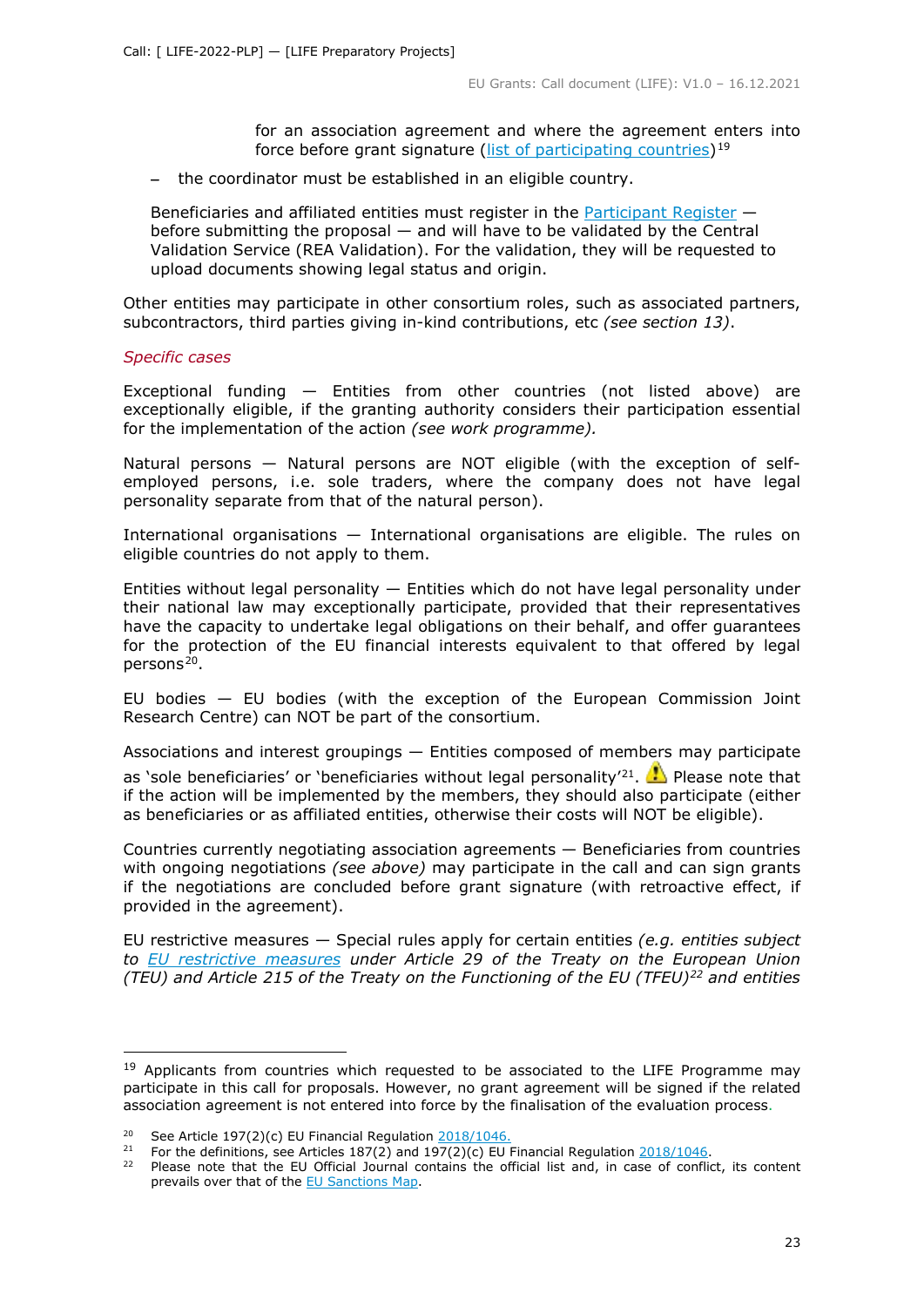for an association agreement and where the agreement enters into force before grant signature (list of participating countries)[19]

- the coordinator must be established in an eligible country.

Beneficiaries and affiliated entities must register in the Participant Register — before submitting the proposal — and will have to be validated by the Central Validation Service (REA Validation). For the validation, they will be requested to upload documents showing legal status and origin.

Other entities may participate in other consortium roles, such as associated partners, subcontractors, third parties giving in-kind contributions, etc *(see section 13)*.

*Specific cases*

Exceptional funding — Entities from other countries (not listed above) are exceptionally eligible, if the granting authority considers their participation essential for the implementation of the action *(see work programme).*

Natural persons — Natural persons are NOT eligible (with the exception of self-employed persons, i.e. sole traders, where the company does not have legal personality separate from that of the natural person).

International organisations — International organisations are eligible. The rules on eligible countries do not apply to them.

Entities without legal personality — Entities which do not have legal personality under their national law may exceptionally participate, provided that their representatives have the capacity to undertake legal obligations on their behalf, and offer guarantees for the protection of the EU financial interests equivalent to that offered by legal persons[20].

EU bodies — EU bodies (with the exception of the European Commission Joint Research Centre) can NOT be part of the consortium.

Associations and interest groupings — Entities composed of members may participate as 'sole beneficiaries' or 'beneficiaries without legal personality'[21]. ⚠ Please note that if the action will be implemented by the members, they should also participate (either as beneficiaries or as affiliated entities, otherwise their costs will NOT be eligible).

Countries currently negotiating association agreements — Beneficiaries from countries with ongoing negotiations *(see above)* may participate in the call and can sign grants if the negotiations are concluded before grant signature (with retroactive effect, if provided in the agreement).

EU restrictive measures — Special rules apply for certain entities *(e.g. entities subject to EU restrictive measures under Article 29 of the Treaty on the European Union (TEU) and Article 215 of the Treaty on the Functioning of the EU (TFEU)[22] and entities*

---

[19] Applicants from countries which requested to be associated to the LIFE Programme may participate in this call for proposals. However, no grant agreement will be signed if the related association agreement is not entered into force by the finalisation of the evaluation process.

[20] See Article 197(2)(c) EU Financial Regulation 2018/1046.

[21] For the definitions, see Articles 187(2) and 197(2)(c) EU Financial Regulation 2018/1046.

[22] Please note that the EU Official Journal contains the official list and, in case of conflict, its content prevails over that of the EU Sanctions Map.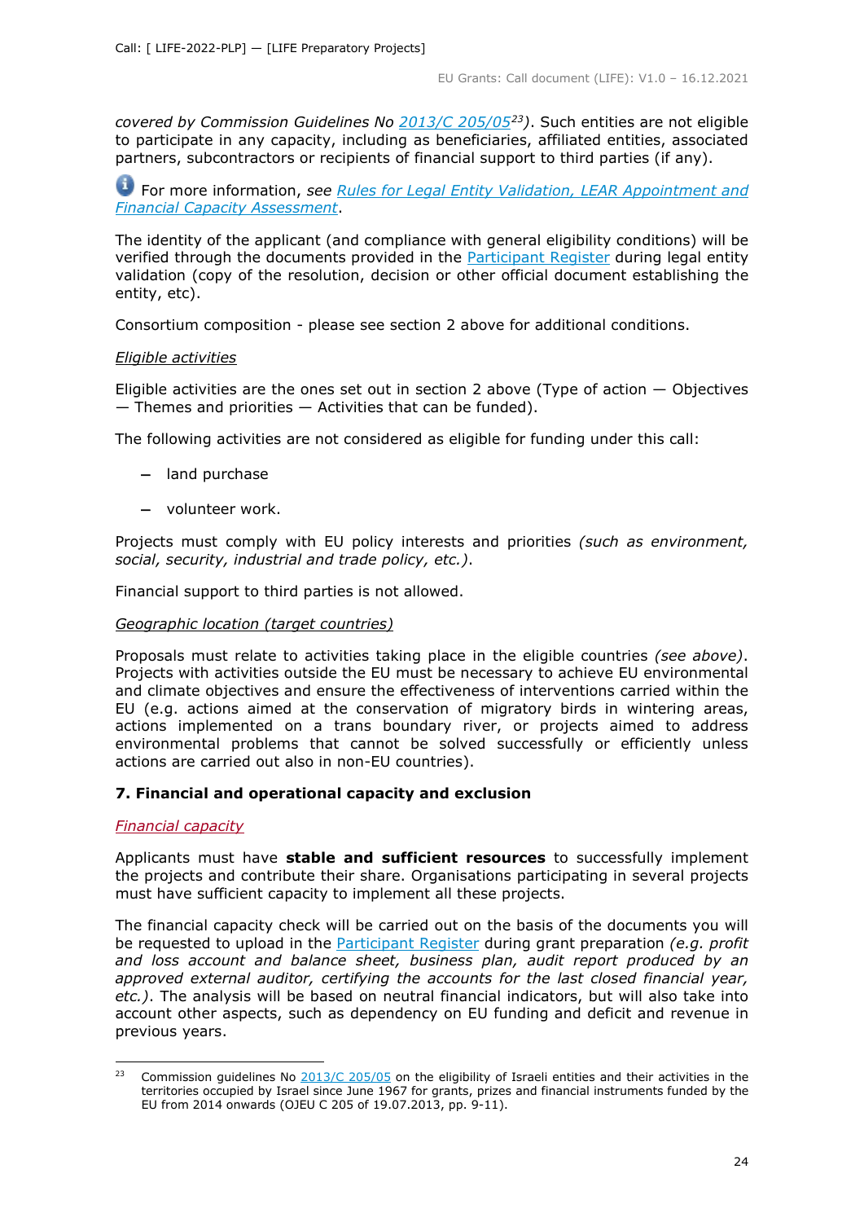*covered by Commission Guidelines No 2013/C 205/05*[23]*)*. Such entities are not eligible to participate in any capacity, including as beneficiaries, affiliated entities, associated partners, subcontractors or recipients of financial support to third parties (if any).

For more information, *see Rules for Legal Entity Validation, LEAR Appointment and Financial Capacity Assessment*.

The identity of the applicant (and compliance with general eligibility conditions) will be verified through the documents provided in the Participant Register during legal entity validation (copy of the resolution, decision or other official document establishing the entity, etc).

Consortium composition - please see section 2 above for additional conditions.

*Eligible activities*

Eligible activities are the ones set out in section 2 above (Type of action — Objectives — Themes and priorities — Activities that can be funded).

The following activities are not considered as eligible for funding under this call:

- land purchase
- volunteer work.

Projects must comply with EU policy interests and priorities *(such as environment, social, security, industrial and trade policy, etc.)*.

Financial support to third parties is not allowed.

*Geographic location (target countries)*

Proposals must relate to activities taking place in the eligible countries *(see above)*. Projects with activities outside the EU must be necessary to achieve EU environmental and climate objectives and ensure the effectiveness of interventions carried within the EU (e.g. actions aimed at the conservation of migratory birds in wintering areas, actions implemented on a trans boundary river, or projects aimed to address environmental problems that cannot be solved successfully or efficiently unless actions are carried out also in non-EU countries).

## 7. Financial and operational capacity and exclusion

*Financial capacity*

Applicants must have **stable and sufficient resources** to successfully implement the projects and contribute their share. Organisations participating in several projects must have sufficient capacity to implement all these projects.

The financial capacity check will be carried out on the basis of the documents you will be requested to upload in the Participant Register during grant preparation *(e.g. profit and loss account and balance sheet, business plan, audit report produced by an approved external auditor, certifying the accounts for the last closed financial year, etc.)*. The analysis will be based on neutral financial indicators, but will also take into account other aspects, such as dependency on EU funding and deficit and revenue in previous years.

---

[23] Commission guidelines No 2013/C 205/05 on the eligibility of Israeli entities and their activities in the territories occupied by Israel since June 1967 for grants, prizes and financial instruments funded by the EU from 2014 onwards (OJEU C 205 of 19.07.2013, pp. 9-11).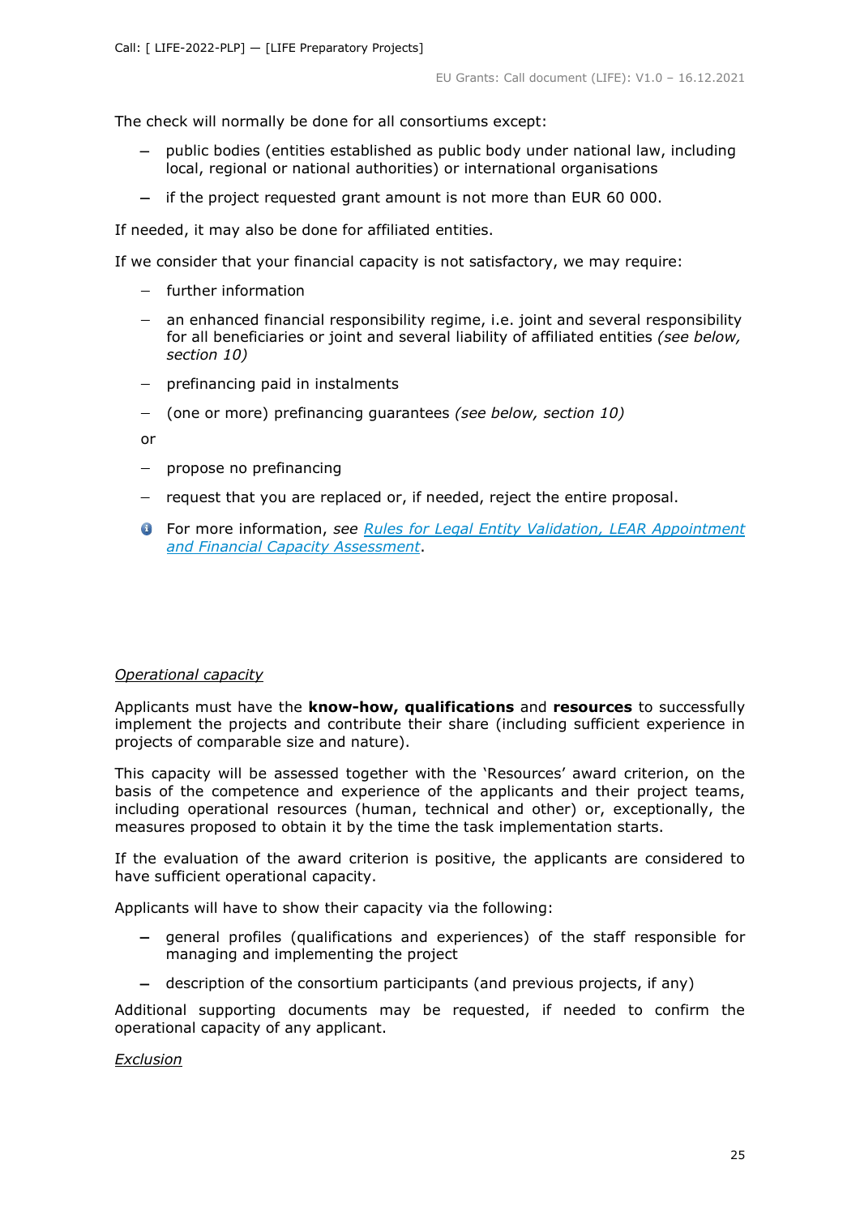The check will normally be done for all consortiums except:

- public bodies (entities established as public body under national law, including local, regional or national authorities) or international organisations
- if the project requested grant amount is not more than EUR 60 000.

If needed, it may also be done for affiliated entities.

If we consider that your financial capacity is not satisfactory, we may require:

- further information
- an enhanced financial responsibility regime, i.e. joint and several responsibility for all beneficiaries or joint and several liability of affiliated entities *(see below, section 10)*
- prefinancing paid in instalments
- (one or more) prefinancing guarantees *(see below, section 10)*

or

- propose no prefinancing
- request that you are replaced or, if needed, reject the entire proposal.

For more information, *see* *[Rules for Legal Entity Validation, LEAR Appointment and Financial Capacity Assessment](#)*.

*Operational capacity*

Applicants must have the **know-how, qualifications** and **resources** to successfully implement the projects and contribute their share (including sufficient experience in projects of comparable size and nature).

This capacity will be assessed together with the 'Resources' award criterion, on the basis of the competence and experience of the applicants and their project teams, including operational resources (human, technical and other) or, exceptionally, the measures proposed to obtain it by the time the task implementation starts.

If the evaluation of the award criterion is positive, the applicants are considered to have sufficient operational capacity.

Applicants will have to show their capacity via the following:

- general profiles (qualifications and experiences) of the staff responsible for managing and implementing the project
- description of the consortium participants (and previous projects, if any)

Additional supporting documents may be requested, if needed to confirm the operational capacity of any applicant.

*Exclusion*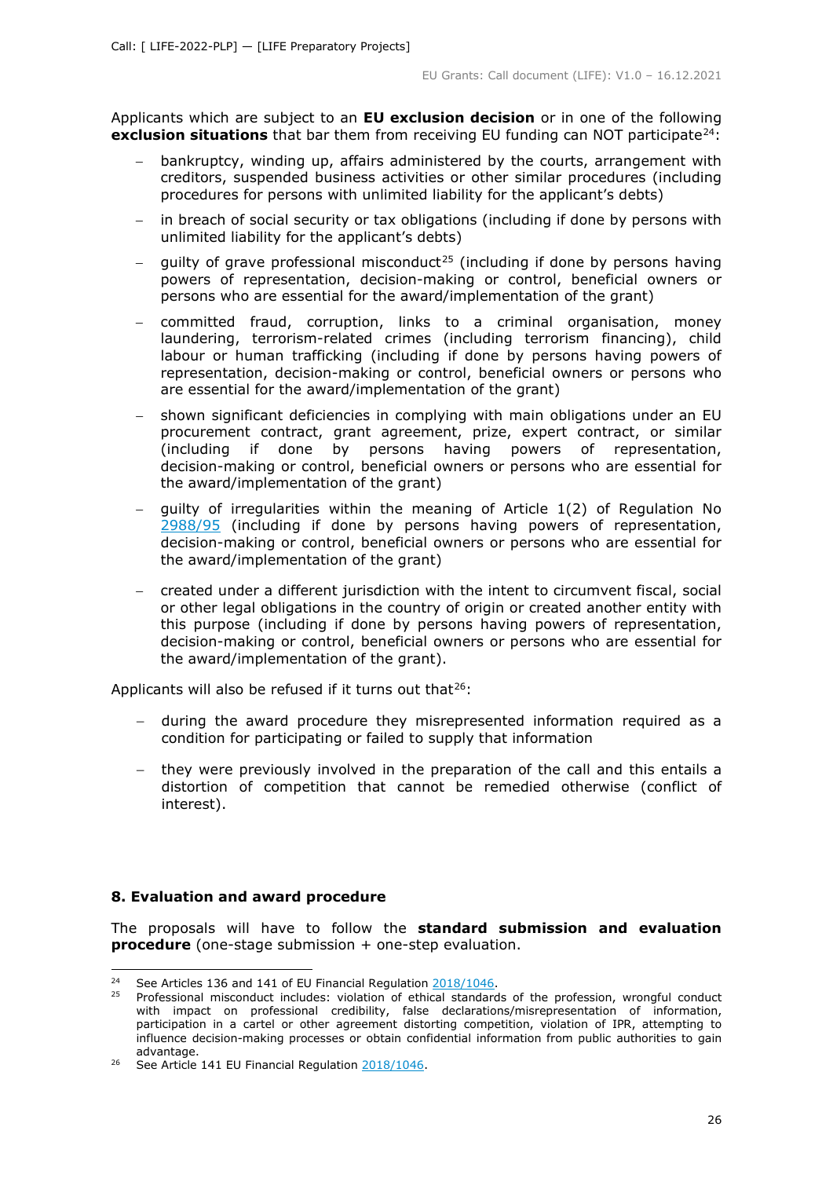Applicants which are subject to an **EU exclusion decision** or in one of the following **exclusion situations** that bar them from receiving EU funding can NOT participate[24]:

- bankruptcy, winding up, affairs administered by the courts, arrangement with creditors, suspended business activities or other similar procedures (including procedures for persons with unlimited liability for the applicant's debts)
- in breach of social security or tax obligations (including if done by persons with unlimited liability for the applicant's debts)
- guilty of grave professional misconduct[25] (including if done by persons having powers of representation, decision-making or control, beneficial owners or persons who are essential for the award/implementation of the grant)
- committed fraud, corruption, links to a criminal organisation, money laundering, terrorism-related crimes (including terrorism financing), child labour or human trafficking (including if done by persons having powers of representation, decision-making or control, beneficial owners or persons who are essential for the award/implementation of the grant)
- shown significant deficiencies in complying with main obligations under an EU procurement contract, grant agreement, prize, expert contract, or similar (including if done by persons having powers of representation, decision-making or control, beneficial owners or persons who are essential for the award/implementation of the grant)
- guilty of irregularities within the meaning of Article 1(2) of Regulation No 2988/95 (including if done by persons having powers of representation, decision-making or control, beneficial owners or persons who are essential for the award/implementation of the grant)
- created under a different jurisdiction with the intent to circumvent fiscal, social or other legal obligations in the country of origin or created another entity with this purpose (including if done by persons having powers of representation, decision-making or control, beneficial owners or persons who are essential for the award/implementation of the grant).

Applicants will also be refused if it turns out that[26]:

- during the award procedure they misrepresented information required as a condition for participating or failed to supply that information
- they were previously involved in the preparation of the call and this entails a distortion of competition that cannot be remedied otherwise (conflict of interest).

## 8. Evaluation and award procedure

The proposals will have to follow the **standard submission and evaluation procedure** (one-stage submission + one-step evaluation.

---

[24] See Articles 136 and 141 of EU Financial Regulation 2018/1046.

[25] Professional misconduct includes: violation of ethical standards of the profession, wrongful conduct with impact on professional credibility, false declarations/misrepresentation of information, participation in a cartel or other agreement distorting competition, violation of IPR, attempting to influence decision-making processes or obtain confidential information from public authorities to gain advantage.

[26] See Article 141 EU Financial Regulation 2018/1046.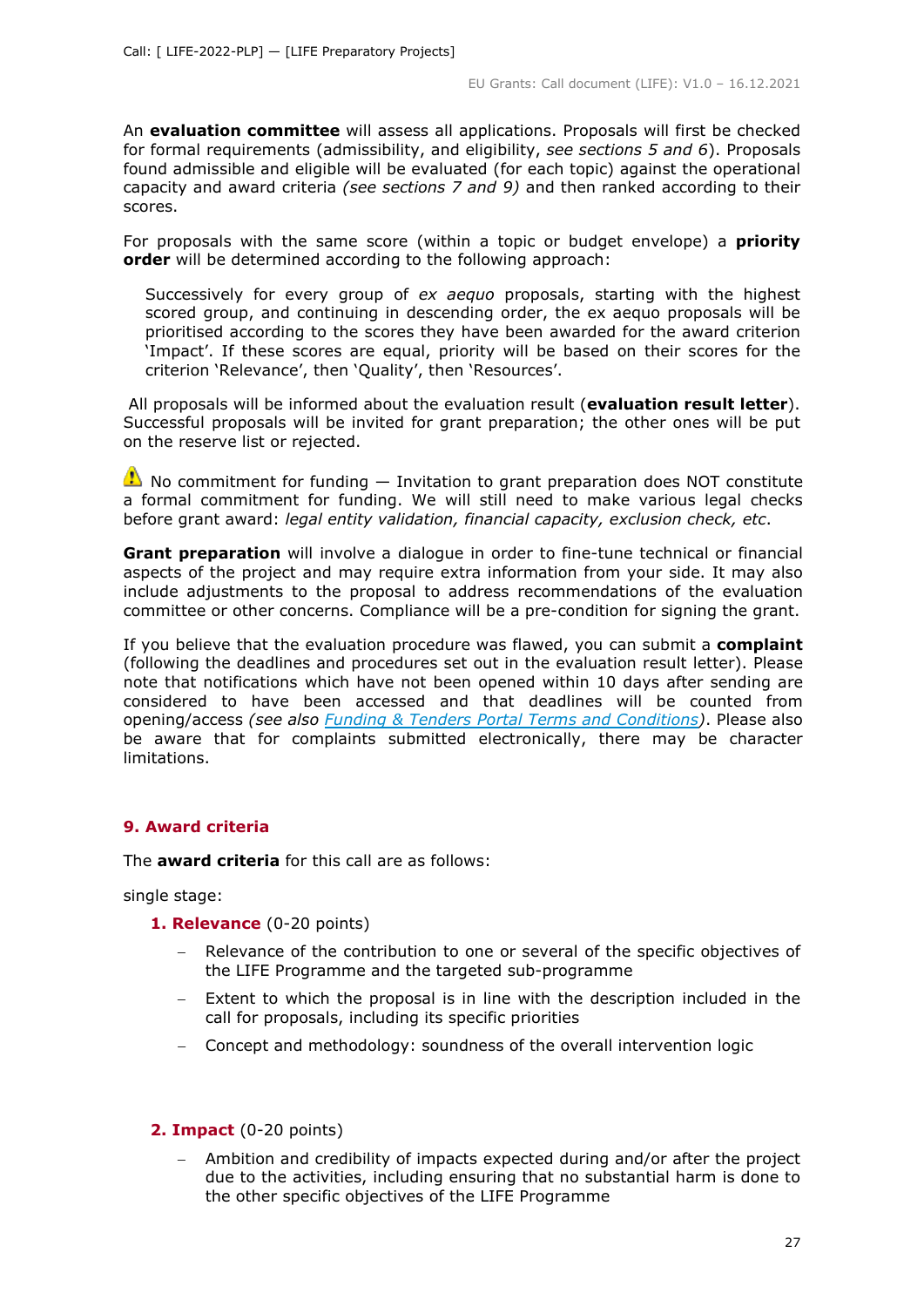An **evaluation committee** will assess all applications. Proposals will first be checked for formal requirements (admissibility, and eligibility, *see sections 5 and 6*). Proposals found admissible and eligible will be evaluated (for each topic) against the operational capacity and award criteria *(see sections 7 and 9)* and then ranked according to their scores.

For proposals with the same score (within a topic or budget envelope) a **priority order** will be determined according to the following approach:

> Successively for every group of *ex aequo* proposals, starting with the highest scored group, and continuing in descending order, the ex aequo proposals will be prioritised according to the scores they have been awarded for the award criterion 'Impact'. If these scores are equal, priority will be based on their scores for the criterion 'Relevance', then 'Quality', then 'Resources'.

All proposals will be informed about the evaluation result (**evaluation result letter**). Successful proposals will be invited for grant preparation; the other ones will be put on the reserve list or rejected.

⚠ No commitment for funding — Invitation to grant preparation does NOT constitute a formal commitment for funding. We will still need to make various legal checks before grant award: *legal entity validation, financial capacity, exclusion check, etc*.

**Grant preparation** will involve a dialogue in order to fine-tune technical or financial aspects of the project and may require extra information from your side. It may also include adjustments to the proposal to address recommendations of the evaluation committee or other concerns. Compliance will be a pre-condition for signing the grant.

If you believe that the evaluation procedure was flawed, you can submit a **complaint** (following the deadlines and procedures set out in the evaluation result letter). Please note that notifications which have not been opened within 10 days after sending are considered to have been accessed and that deadlines will be counted from opening/access *(see also [Funding & Tenders Portal Terms and Conditions](Funding & Tenders Portal Terms and Conditions))*. Please also be aware that for complaints submitted electronically, there may be character limitations.

## 9. Award criteria

The **award criteria** for this call are as follows:

single stage:

1. **Relevance** (0-20 points)
   - Relevance of the contribution to one or several of the specific objectives of the LIFE Programme and the targeted sub-programme
   - Extent to which the proposal is in line with the description included in the call for proposals, including its specific priorities
   - Concept and methodology: soundness of the overall intervention logic

2. **Impact** (0-20 points)
   - Ambition and credibility of impacts expected during and/or after the project due to the activities, including ensuring that no substantial harm is done to the other specific objectives of the LIFE Programme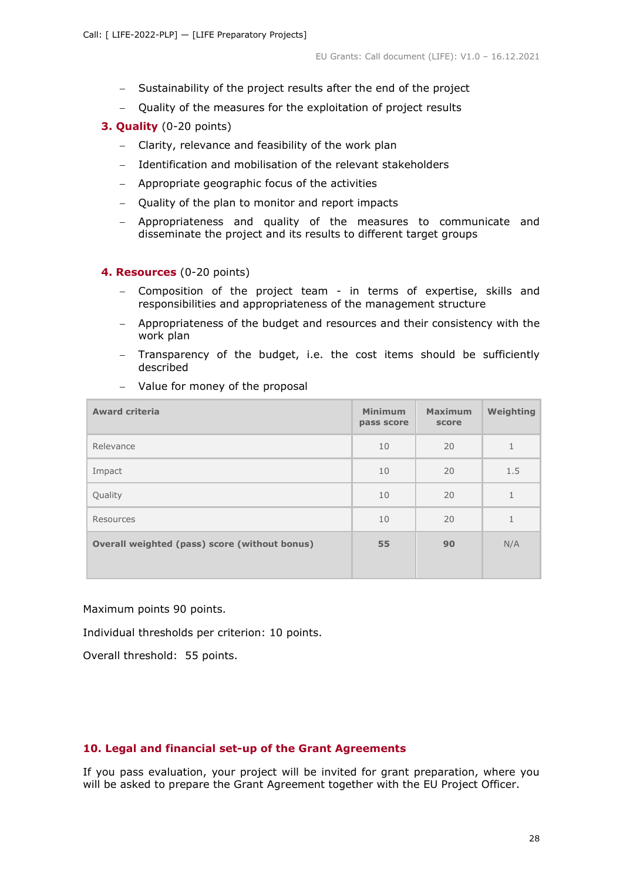- Sustainability of the project results after the end of the project
- Quality of the measures for the exploitation of project results

**3. Quality** (0-20 points)

- Clarity, relevance and feasibility of the work plan
- Identification and mobilisation of the relevant stakeholders
- Appropriate geographic focus of the activities
- Quality of the plan to monitor and report impacts
- Appropriateness and quality of the measures to communicate and disseminate the project and its results to different target groups

**4. Resources** (0-20 points)

- Composition of the project team - in terms of expertise, skills and responsibilities and appropriateness of the management structure
- Appropriateness of the budget and resources and their consistency with the work plan
- Transparency of the budget, i.e. the cost items should be sufficiently described
- Value for money of the proposal

| Award criteria | Minimum pass score | Maximum score | Weighting |
|---|---|---|---|
| Relevance | 10 | 20 | 1 |
| Impact | 10 | 20 | 1.5 |
| Quality | 10 | 20 | 1 |
| Resources | 10 | 20 | 1 |
| **Overall weighted (pass) score (without bonus)** | **55** | **90** | N/A |

Maximum points 90 points.

Individual thresholds per criterion: 10 points.

Overall threshold: 55 points.

## 10. Legal and financial set-up of the Grant Agreements

If you pass evaluation, your project will be invited for grant preparation, where you will be asked to prepare the Grant Agreement together with the EU Project Officer.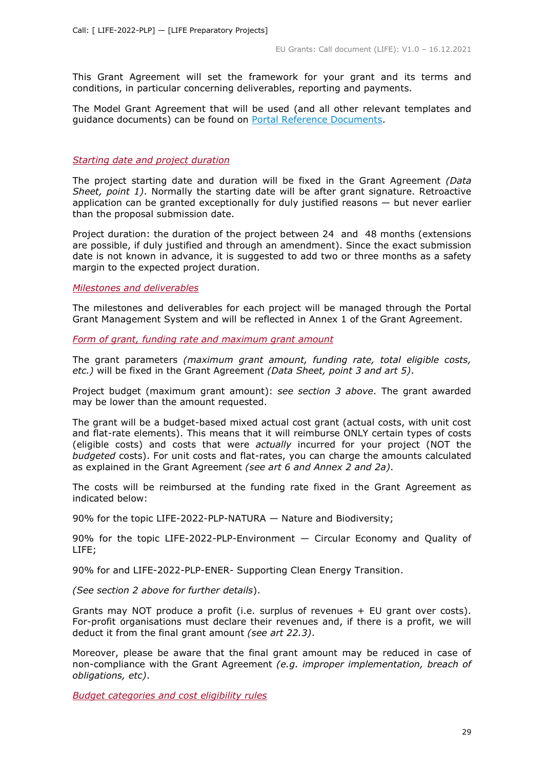This Grant Agreement will set the framework for your grant and its terms and conditions, in particular concerning deliverables, reporting and payments.

The Model Grant Agreement that will be used (and all other relevant templates and guidance documents) can be found on [Portal Reference Documents](Portal Reference Documents).

*Starting date and project duration*

The project starting date and duration will be fixed in the Grant Agreement *(Data Sheet, point 1)*. Normally the starting date will be after grant signature. Retroactive application can be granted exceptionally for duly justified reasons — but never earlier than the proposal submission date.

Project duration: the duration of the project between 24 and 48 months (extensions are possible, if duly justified and through an amendment). Since the exact submission date is not known in advance, it is suggested to add two or three months as a safety margin to the expected project duration.

*Milestones and deliverables*

The milestones and deliverables for each project will be managed through the Portal Grant Management System and will be reflected in Annex 1 of the Grant Agreement.

*Form of grant, funding rate and maximum grant amount*

The grant parameters *(maximum grant amount, funding rate, total eligible costs, etc.)* will be fixed in the Grant Agreement *(Data Sheet, point 3 and art 5)*.

Project budget (maximum grant amount): *see section 3 above*. The grant awarded may be lower than the amount requested.

The grant will be a budget-based mixed actual cost grant (actual costs, with unit cost and flat-rate elements). This means that it will reimburse ONLY certain types of costs (eligible costs) and costs that were *actually* incurred for your project (NOT the *budgeted* costs). For unit costs and flat-rates, you can charge the amounts calculated as explained in the Grant Agreement *(see art 6 and Annex 2 and 2a)*.

The costs will be reimbursed at the funding rate fixed in the Grant Agreement as indicated below:

90% for the topic LIFE-2022-PLP-NATURA — Nature and Biodiversity;

90% for the topic LIFE-2022-PLP-Environment — Circular Economy and Quality of LIFE;

90% for and LIFE-2022-PLP-ENER- Supporting Clean Energy Transition.

*(See section 2 above for further details)*.

Grants may NOT produce a profit (i.e. surplus of revenues + EU grant over costs). For-profit organisations must declare their revenues and, if there is a profit, we will deduct it from the final grant amount *(see art 22.3)*.

Moreover, please be aware that the final grant amount may be reduced in case of non-compliance with the Grant Agreement *(e.g. improper implementation, breach of obligations, etc)*.

*Budget categories and cost eligibility rules*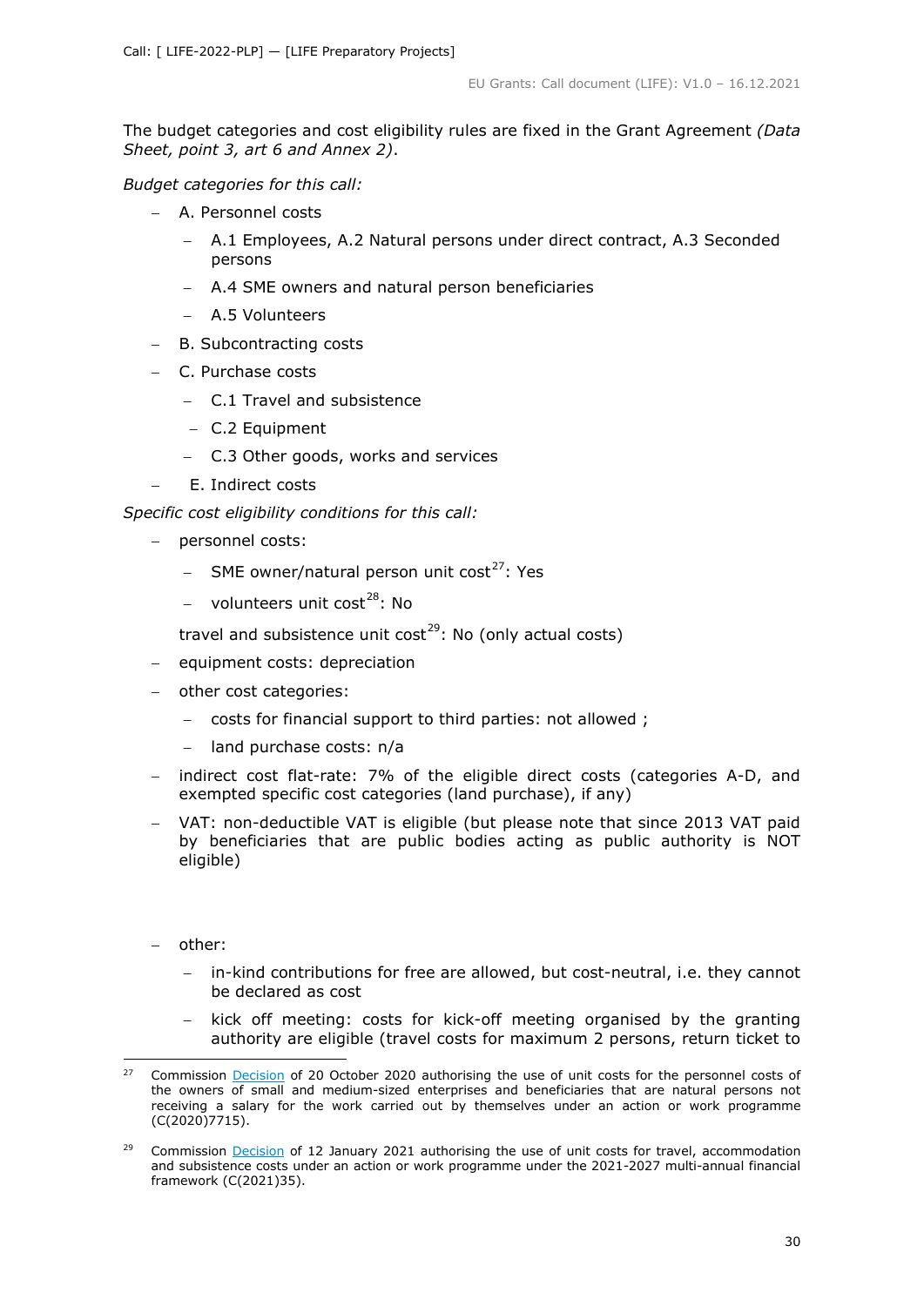The budget categories and cost eligibility rules are fixed in the Grant Agreement *(Data Sheet, point 3, art 6 and Annex 2)*.

*Budget categories for this call:*

- A. Personnel costs
  - A.1 Employees, A.2 Natural persons under direct contract, A.3 Seconded persons
  - A.4 SME owners and natural person beneficiaries
  - A.5 Volunteers
- B. Subcontracting costs
- C. Purchase costs
  - C.1 Travel and subsistence
  - C.2 Equipment
  - C.3 Other goods, works and services
- E. Indirect costs

*Specific cost eligibility conditions for this call:*

- personnel costs:
  - SME owner/natural person unit cost[27]: Yes
  - volunteers unit cost[28]: No

  travel and subsistence unit cost[29]: No (only actual costs)
- equipment costs: depreciation
- other cost categories:
  - costs for financial support to third parties: not allowed ;
  - land purchase costs: n/a
- indirect cost flat-rate: 7% of the eligible direct costs (categories A-D, and exempted specific cost categories (land purchase), if any)
- VAT: non-deductible VAT is eligible (but please note that since 2013 VAT paid by beneficiaries that are public bodies acting as public authority is NOT eligible)

- other:
  - in-kind contributions for free are allowed, but cost-neutral, i.e. they cannot be declared as cost
  - kick off meeting: costs for kick-off meeting organised by the granting authority are eligible (travel costs for maximum 2 persons, return ticket to

---

[27] Commission Decision of 20 October 2020 authorising the use of unit costs for the personnel costs of the owners of small and medium-sized enterprises and beneficiaries that are natural persons not receiving a salary for the work carried out by themselves under an action or work programme (C(2020)7715).

[29] Commission Decision of 12 January 2021 authorising the use of unit costs for travel, accommodation and subsistence costs under an action or work programme under the 2021-2027 multi-annual financial framework (C(2021)35).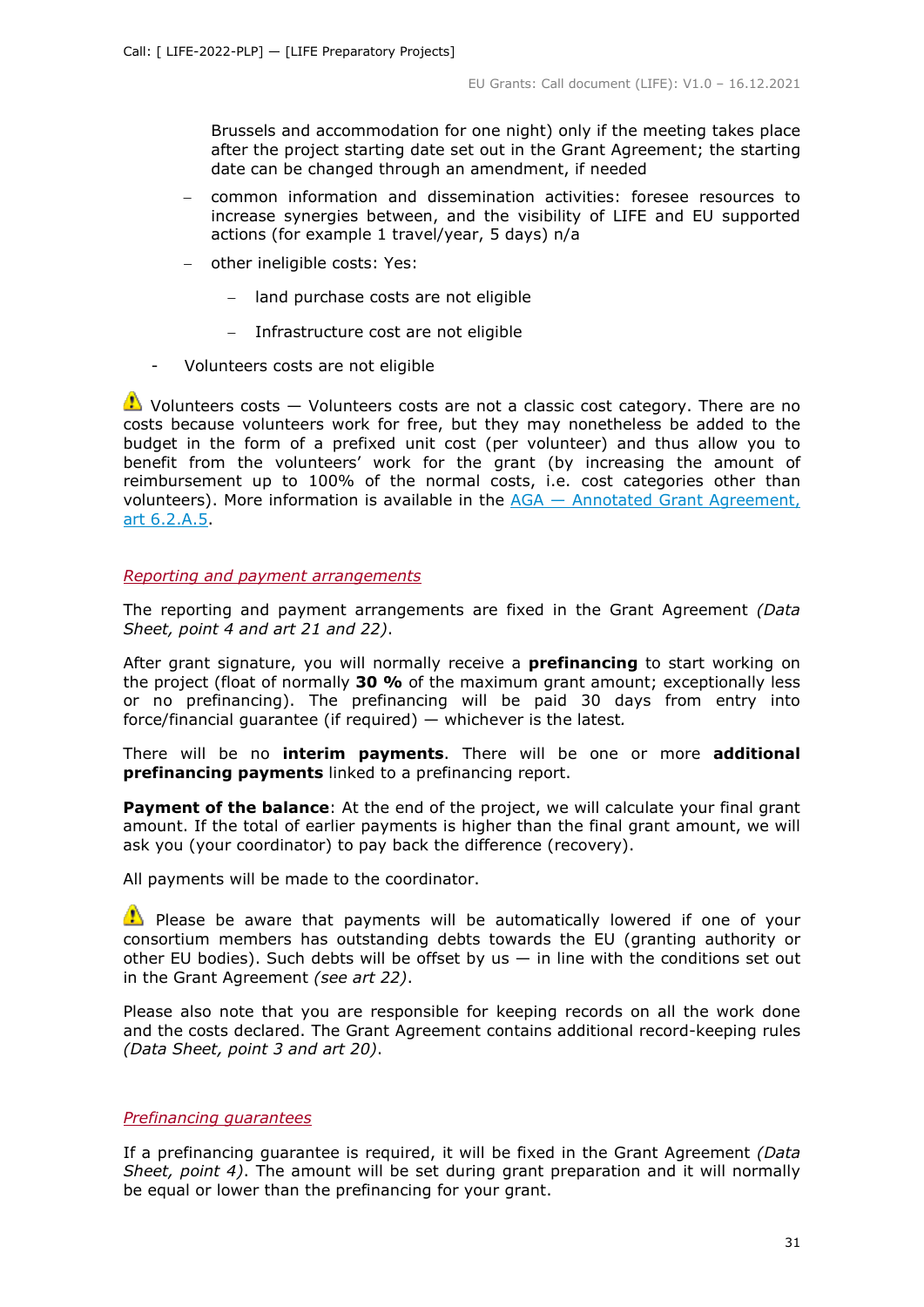Brussels and accommodation for one night) only if the meeting takes place after the project starting date set out in the Grant Agreement; the starting date can be changed through an amendment, if needed

  - common information and dissemination activities: foresee resources to increase synergies between, and the visibility of LIFE and EU supported actions (for example 1 travel/year, 5 days) n/a
  - other ineligible costs: Yes:
    - land purchase costs are not eligible
    - Infrastructure cost are not eligible
- Volunteers costs are not eligible

⚠ Volunteers costs — Volunteers costs are not a classic cost category. There are no costs because volunteers work for free, but they may nonetheless be added to the budget in the form of a prefixed unit cost (per volunteer) and thus allow you to benefit from the volunteers' work for the grant (by increasing the amount of reimbursement up to 100% of the normal costs, i.e. cost categories other than volunteers). More information is available in the [AGA — Annotated Grant Agreement, art 6.2.A.5](#).

*Reporting and payment arrangements*

The reporting and payment arrangements are fixed in the Grant Agreement *(Data Sheet, point 4 and art 21 and 22)*.

After grant signature, you will normally receive a **prefinancing** to start working on the project (float of normally **30 %** of the maximum grant amount; exceptionally less or no prefinancing). The prefinancing will be paid 30 days from entry into force/financial guarantee (if required) — whichever is the latest*.*

There will be no **interim payments**. There will be one or more **additional prefinancing payments** linked to a prefinancing report.

**Payment of the balance**: At the end of the project, we will calculate your final grant amount. If the total of earlier payments is higher than the final grant amount, we will ask you (your coordinator) to pay back the difference (recovery).

All payments will be made to the coordinator.

⚠ Please be aware that payments will be automatically lowered if one of your consortium members has outstanding debts towards the EU (granting authority or other EU bodies). Such debts will be offset by us — in line with the conditions set out in the Grant Agreement *(see art 22)*.

Please also note that you are responsible for keeping records on all the work done and the costs declared. The Grant Agreement contains additional record-keeping rules *(Data Sheet, point 3 and art 20)*.

*Prefinancing guarantees*

If a prefinancing guarantee is required, it will be fixed in the Grant Agreement *(Data Sheet, point 4)*. The amount will be set during grant preparation and it will normally be equal or lower than the prefinancing for your grant.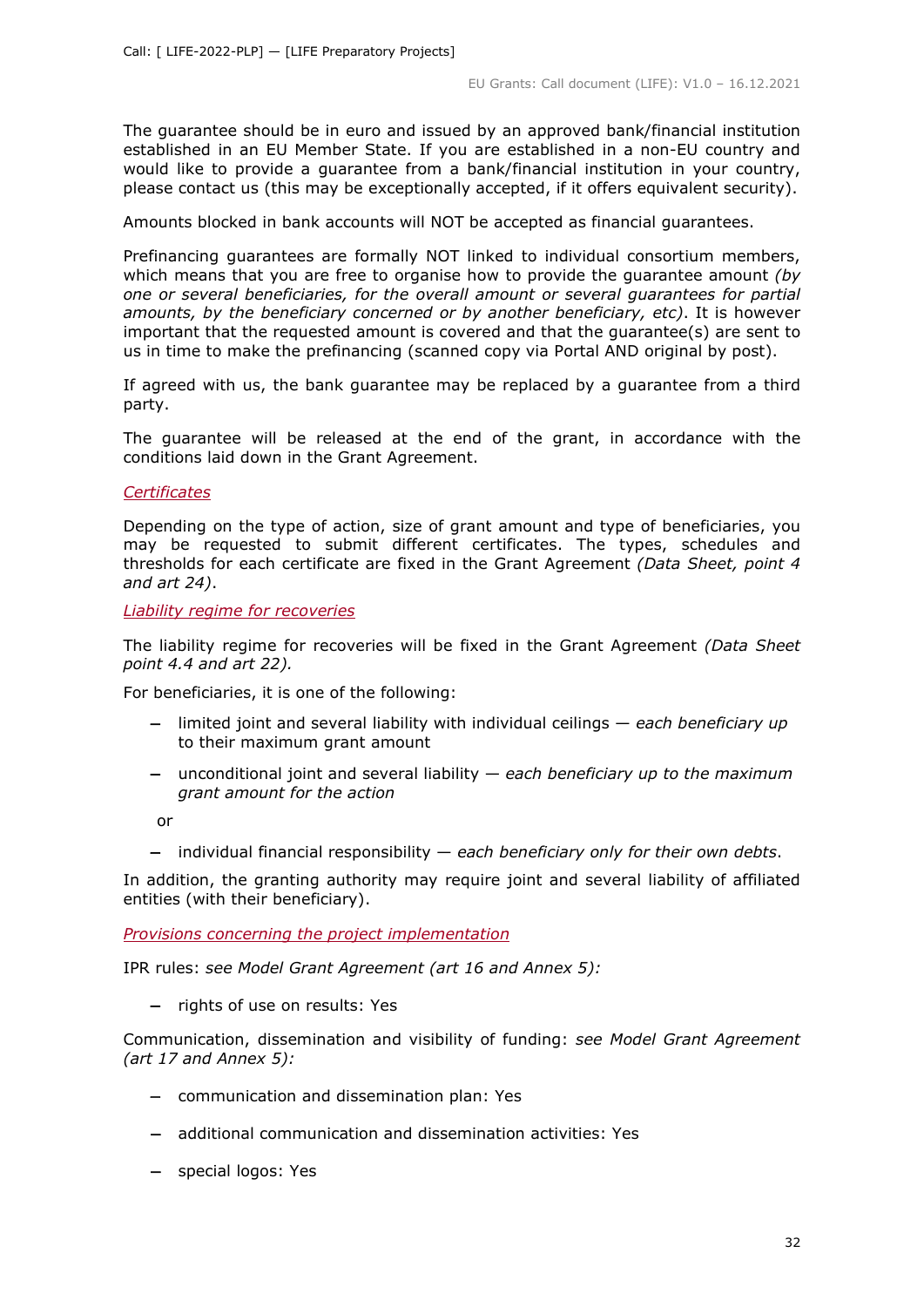The guarantee should be in euro and issued by an approved bank/financial institution established in an EU Member State. If you are established in a non-EU country and would like to provide a guarantee from a bank/financial institution in your country, please contact us (this may be exceptionally accepted, if it offers equivalent security).

Amounts blocked in bank accounts will NOT be accepted as financial guarantees.

Prefinancing guarantees are formally NOT linked to individual consortium members, which means that you are free to organise how to provide the guarantee amount *(by one or several beneficiaries, for the overall amount or several guarantees for partial amounts, by the beneficiary concerned or by another beneficiary, etc)*. It is however important that the requested amount is covered and that the guarantee(s) are sent to us in time to make the prefinancing (scanned copy via Portal AND original by post).

If agreed with us, the bank guarantee may be replaced by a guarantee from a third party.

The guarantee will be released at the end of the grant, in accordance with the conditions laid down in the Grant Agreement.

*Certificates*

Depending on the type of action, size of grant amount and type of beneficiaries, you may be requested to submit different certificates. The types, schedules and thresholds for each certificate are fixed in the Grant Agreement *(Data Sheet, point 4 and art 24)*.

*Liability regime for recoveries*

The liability regime for recoveries will be fixed in the Grant Agreement *(Data Sheet point 4.4 and art 22)*.

For beneficiaries, it is one of the following:

- limited joint and several liability with individual ceilings — *each beneficiary up* to their maximum grant amount
- unconditional joint and several liability — *each beneficiary up to the maximum grant amount for the action*

  or

- individual financial responsibility — *each beneficiary only for their own debts*.

In addition, the granting authority may require joint and several liability of affiliated entities (with their beneficiary).

*Provisions concerning the project implementation*

IPR rules: *see Model Grant Agreement (art 16 and Annex 5):*

- rights of use on results: Yes

Communication, dissemination and visibility of funding: *see Model Grant Agreement (art 17 and Annex 5):*

- communication and dissemination plan: Yes
- additional communication and dissemination activities: Yes
- special logos: Yes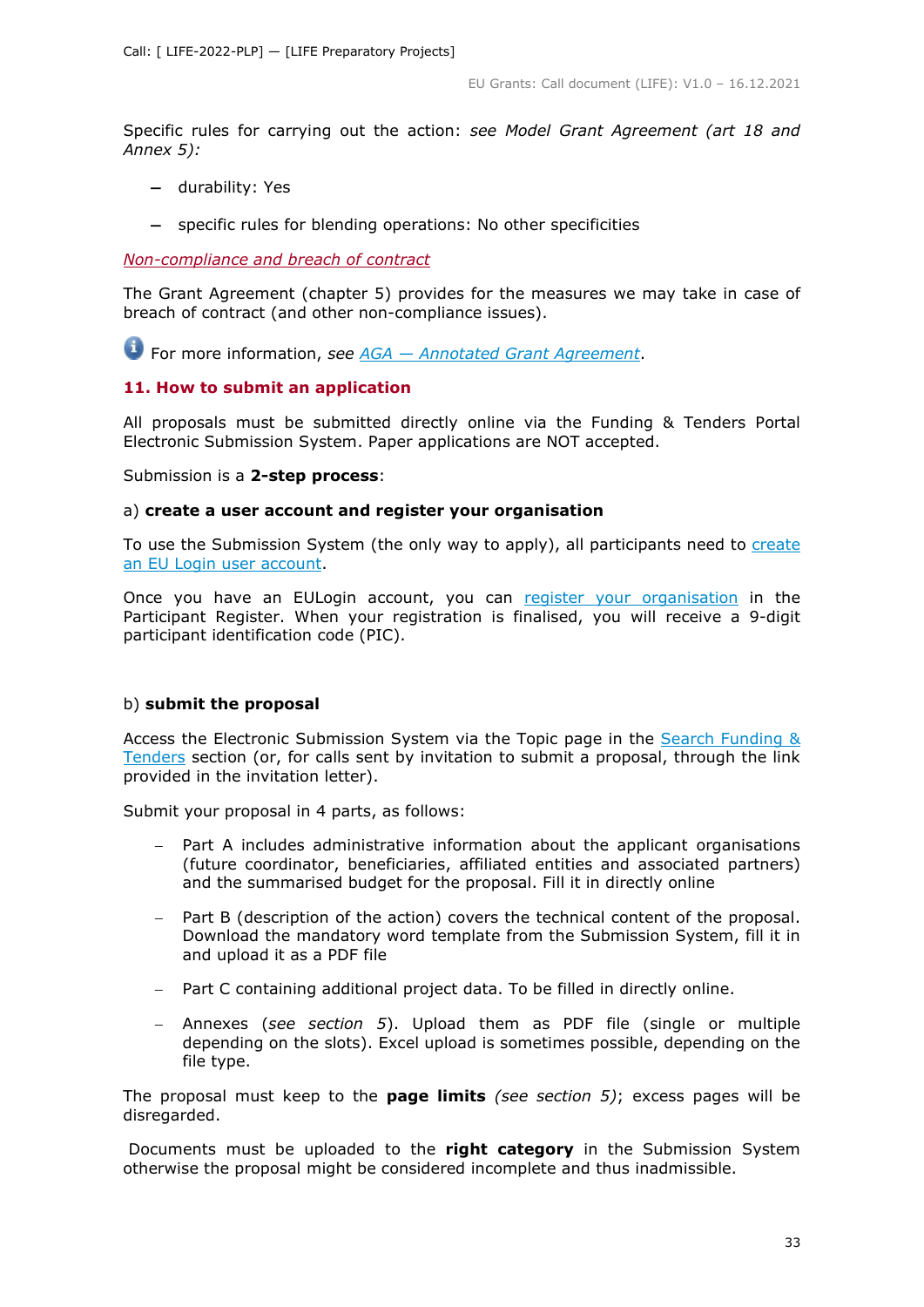Specific rules for carrying out the action: *see Model Grant Agreement (art 18 and Annex 5):*

- durability: Yes
- specific rules for blending operations: No other specificities

*Non-compliance and breach of contract*

The Grant Agreement (chapter 5) provides for the measures we may take in case of breach of contract (and other non-compliance issues).

For more information, *see AGA — Annotated Grant Agreement*.

## 11. How to submit an application

All proposals must be submitted directly online via the Funding & Tenders Portal Electronic Submission System. Paper applications are NOT accepted.

Submission is a **2-step process**:

a) **create a user account and register your organisation**

To use the Submission System (the only way to apply), all participants need to create an EU Login user account.

Once you have an EULogin account, you can register your organisation in the Participant Register. When your registration is finalised, you will receive a 9-digit participant identification code (PIC).

b) **submit the proposal**

Access the Electronic Submission System via the Topic page in the Search Funding & Tenders section (or, for calls sent by invitation to submit a proposal, through the link provided in the invitation letter).

Submit your proposal in 4 parts, as follows:

- Part A includes administrative information about the applicant organisations (future coordinator, beneficiaries, affiliated entities and associated partners) and the summarised budget for the proposal. Fill it in directly online
- Part B (description of the action) covers the technical content of the proposal. Download the mandatory word template from the Submission System, fill it in and upload it as a PDF file
- Part C containing additional project data. To be filled in directly online.
- Annexes (*see section 5*). Upload them as PDF file (single or multiple depending on the slots). Excel upload is sometimes possible, depending on the file type.

The proposal must keep to the **page limits** *(see section 5)*; excess pages will be disregarded.

Documents must be uploaded to the **right category** in the Submission System otherwise the proposal might be considered incomplete and thus inadmissible.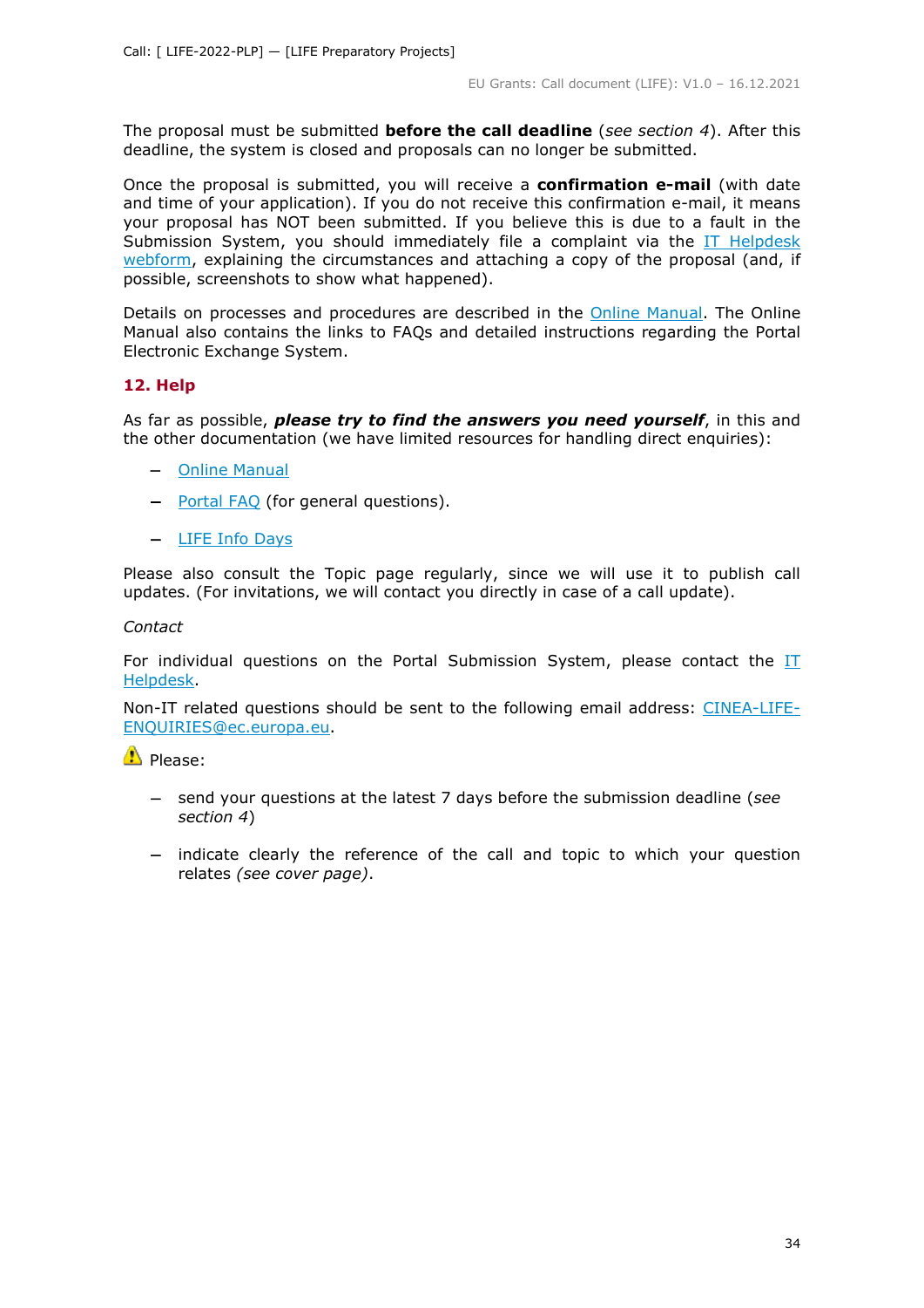The proposal must be submitted **before the call deadline** (*see section 4*). After this deadline, the system is closed and proposals can no longer be submitted.

Once the proposal is submitted, you will receive a **confirmation e-mail** (with date and time of your application). If you do not receive this confirmation e-mail, it means your proposal has NOT been submitted. If you believe this is due to a fault in the Submission System, you should immediately file a complaint via the IT Helpdesk webform, explaining the circumstances and attaching a copy of the proposal (and, if possible, screenshots to show what happened).

Details on processes and procedures are described in the Online Manual. The Online Manual also contains the links to FAQs and detailed instructions regarding the Portal Electronic Exchange System.

## 12. Help

As far as possible, ***please try to find the answers you need yourself***, in this and the other documentation (we have limited resources for handling direct enquiries):

- Online Manual
- Portal FAQ (for general questions).
- LIFE Info Days

Please also consult the Topic page regularly, since we will use it to publish call updates. (For invitations, we will contact you directly in case of a call update).

*Contact*

For individual questions on the Portal Submission System, please contact the IT Helpdesk.

Non-IT related questions should be sent to the following email address: CINEA-LIFE-ENQUIRIES@ec.europa.eu.

⚠ Please:

- send your questions at the latest 7 days before the submission deadline (*see section 4*)
- indicate clearly the reference of the call and topic to which your question relates *(see cover page)*.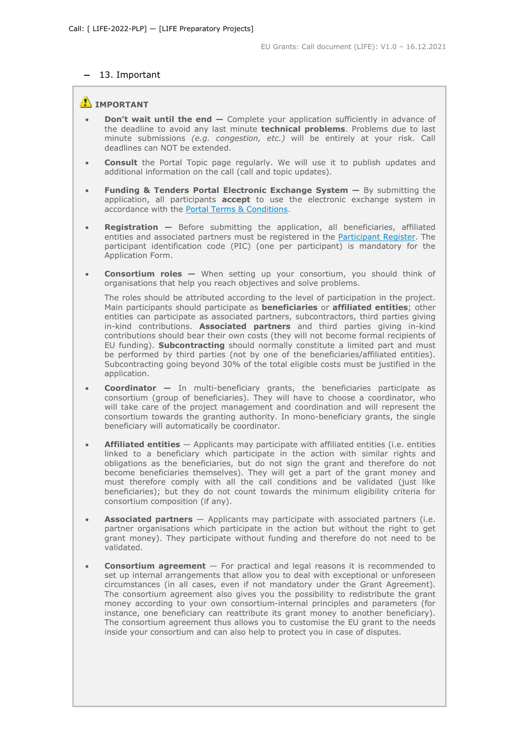## 13. Important

⚠ **IMPORTANT**

- **Don't wait until the end —** Complete your application sufficiently in advance of the deadline to avoid any last minute **technical problems**. Problems due to last minute submissions *(e.g. congestion, etc.)* will be entirely at your risk. Call deadlines can NOT be extended.
- **Consult** the Portal Topic page regularly. We will use it to publish updates and additional information on the call (call and topic updates).
- **Funding & Tenders Portal Electronic Exchange System —** By submitting the application, all participants **accept** to use the electronic exchange system in accordance with the Portal Terms & Conditions.
- **Registration —** Before submitting the application, all beneficiaries, affiliated entities and associated partners must be registered in the Participant Register. The participant identification code (PIC) (one per participant) is mandatory for the Application Form.
- **Consortium roles —** When setting up your consortium, you should think of organisations that help you reach objectives and solve problems.

  The roles should be attributed according to the level of participation in the project. Main participants should participate as **beneficiaries** or **affiliated entities**; other entities can participate as associated partners, subcontractors, third parties giving in-kind contributions. **Associated partners** and third parties giving in-kind contributions should bear their own costs (they will not become formal recipients of EU funding). **Subcontracting** should normally constitute a limited part and must be performed by third parties (not by one of the beneficiaries/affiliated entities). Subcontracting going beyond 30% of the total eligible costs must be justified in the application.
- **Coordinator —** In multi-beneficiary grants, the beneficiaries participate as consortium (group of beneficiaries). They will have to choose a coordinator, who will take care of the project management and coordination and will represent the consortium towards the granting authority. In mono-beneficiary grants, the single beneficiary will automatically be coordinator.
- **Affiliated entities** — Applicants may participate with affiliated entities (i.e. entities linked to a beneficiary which participate in the action with similar rights and obligations as the beneficiaries, but do not sign the grant and therefore do not become beneficiaries themselves). They will get a part of the grant money and must therefore comply with all the call conditions and be validated (just like beneficiaries); but they do not count towards the minimum eligibility criteria for consortium composition (if any).
- **Associated partners** — Applicants may participate with associated partners (i.e. partner organisations which participate in the action but without the right to get grant money). They participate without funding and therefore do not need to be validated.
- **Consortium agreement** — For practical and legal reasons it is recommended to set up internal arrangements that allow you to deal with exceptional or unforeseen circumstances (in all cases, even if not mandatory under the Grant Agreement). The consortium agreement also gives you the possibility to redistribute the grant money according to your own consortium-internal principles and parameters (for instance, one beneficiary can reattribute its grant money to another beneficiary). The consortium agreement thus allows you to customise the EU grant to the needs inside your consortium and can also help to protect you in case of disputes.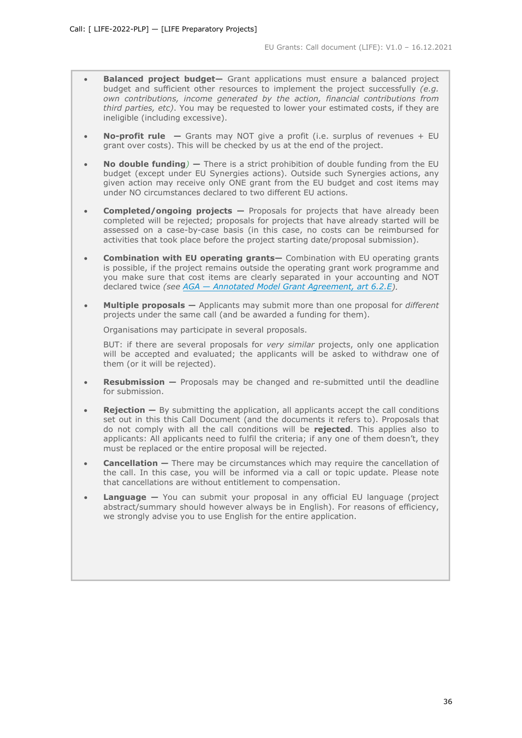- **Balanced project budget—** Grant applications must ensure a balanced project budget and sufficient other resources to implement the project successfully *(e.g. own contributions, income generated by the action, financial contributions from third parties, etc)*. You may be requested to lower your estimated costs, if they are ineligible (including excessive).

- **No-profit rule —** Grants may NOT give a profit (i.e. surplus of revenues + EU grant over costs). This will be checked by us at the end of the project.

- **No double funding) —** There is a strict prohibition of double funding from the EU budget (except under EU Synergies actions). Outside such Synergies actions, any given action may receive only ONE grant from the EU budget and cost items may under NO circumstances declared to two different EU actions.

- **Completed/ongoing projects —** Proposals for projects that have already been completed will be rejected; proposals for projects that have already started will be assessed on a case-by-case basis (in this case, no costs can be reimbursed for activities that took place before the project starting date/proposal submission).

- **Combination with EU operating grants—** Combination with EU operating grants is possible, if the project remains outside the operating grant work programme and you make sure that cost items are clearly separated in your accounting and NOT declared twice *(see AGA — Annotated Model Grant Agreement, art 6.2.E)*.

- **Multiple proposals —** Applicants may submit more than one proposal for *different* projects under the same call (and be awarded a funding for them).

  Organisations may participate in several proposals.

  BUT: if there are several proposals for *very similar* projects, only one application will be accepted and evaluated; the applicants will be asked to withdraw one of them (or it will be rejected).

- **Resubmission —** Proposals may be changed and re-submitted until the deadline for submission.

- **Rejection —** By submitting the application, all applicants accept the call conditions set out in this this Call Document (and the documents it refers to). Proposals that do not comply with all the call conditions will be **rejected**. This applies also to applicants: All applicants need to fulfil the criteria; if any one of them doesn't, they must be replaced or the entire proposal will be rejected.

- **Cancellation —** There may be circumstances which may require the cancellation of the call. In this case, you will be informed via a call or topic update. Please note that cancellations are without entitlement to compensation.

- **Language —** You can submit your proposal in any official EU language (project abstract/summary should however always be in English). For reasons of efficiency, we strongly advise you to use English for the entire application.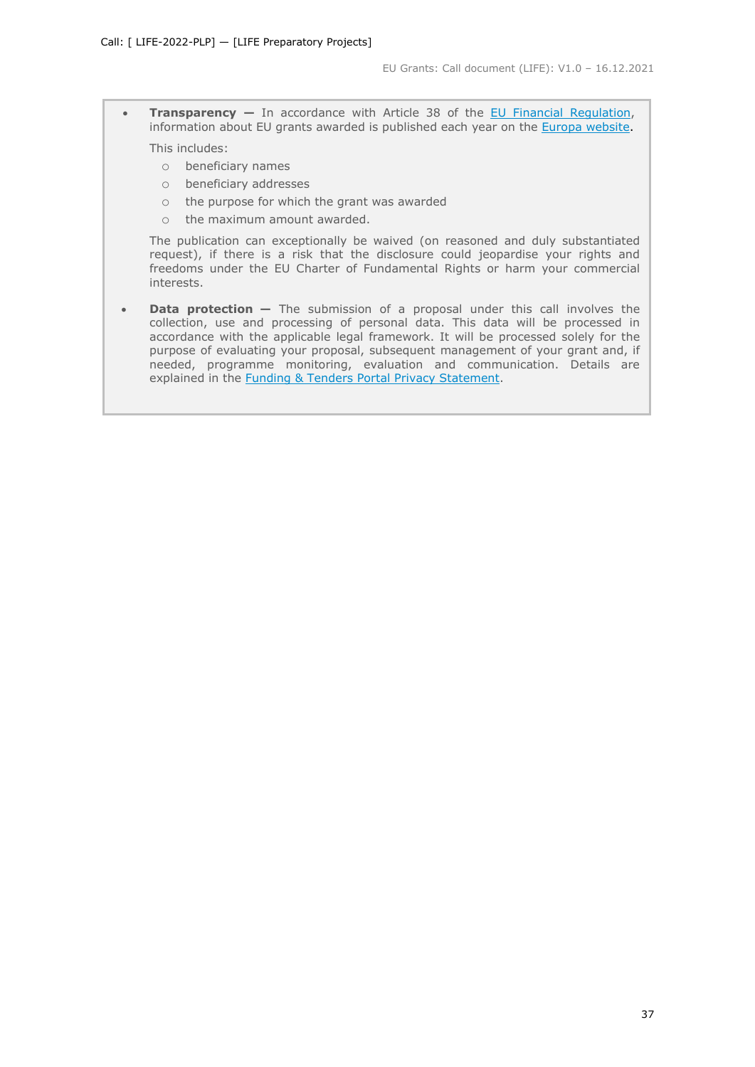- **Transparency —** In accordance with Article 38 of the EU Financial Regulation, information about EU grants awarded is published each year on the Europa website.

  This includes:

  - beneficiary names
  - beneficiary addresses
  - the purpose for which the grant was awarded
  - the maximum amount awarded.

  The publication can exceptionally be waived (on reasoned and duly substantiated request), if there is a risk that the disclosure could jeopardise your rights and freedoms under the EU Charter of Fundamental Rights or harm your commercial interests.

- **Data protection —** The submission of a proposal under this call involves the collection, use and processing of personal data. This data will be processed in accordance with the applicable legal framework. It will be processed solely for the purpose of evaluating your proposal, subsequent management of your grant and, if needed, programme monitoring, evaluation and communication. Details are explained in the Funding & Tenders Portal Privacy Statement.